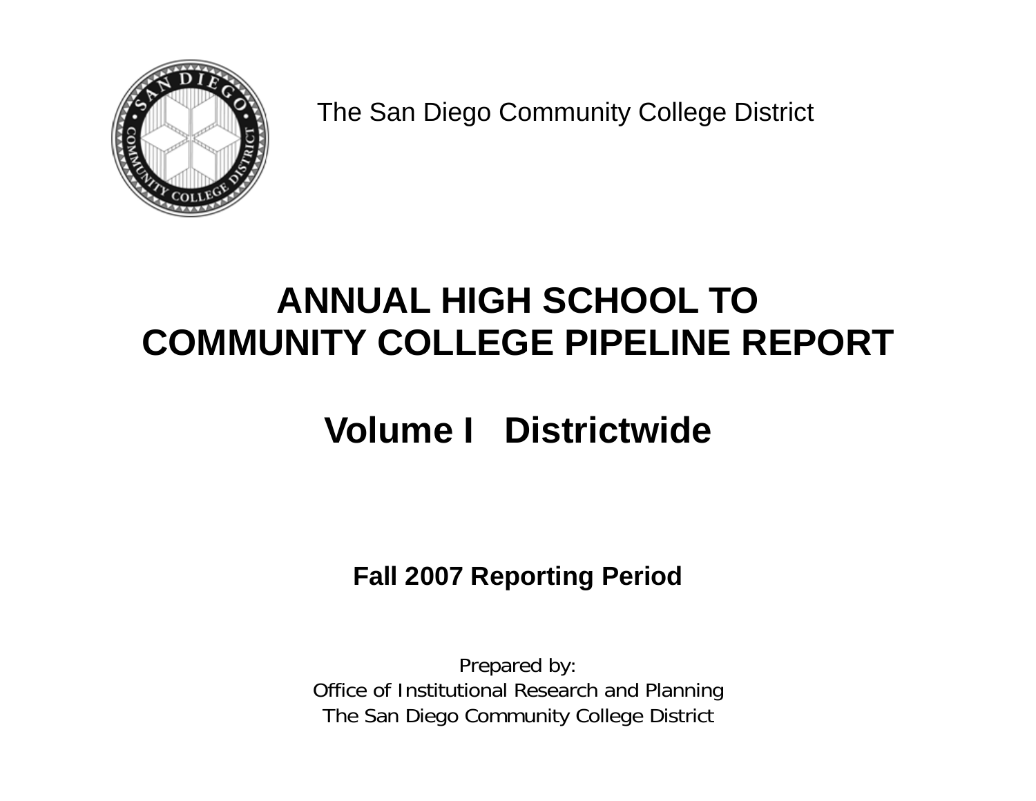The San Diego Community College District

# ANNUAL HIGH SCHOOL TO COMMUNITY COLLEGE PIPELINE REPORT

# Volume I Districtwide

**Fall 2007 Reporting Period**

Prepared by:
Office of Institutional Research and Planning
The San Diego Community College District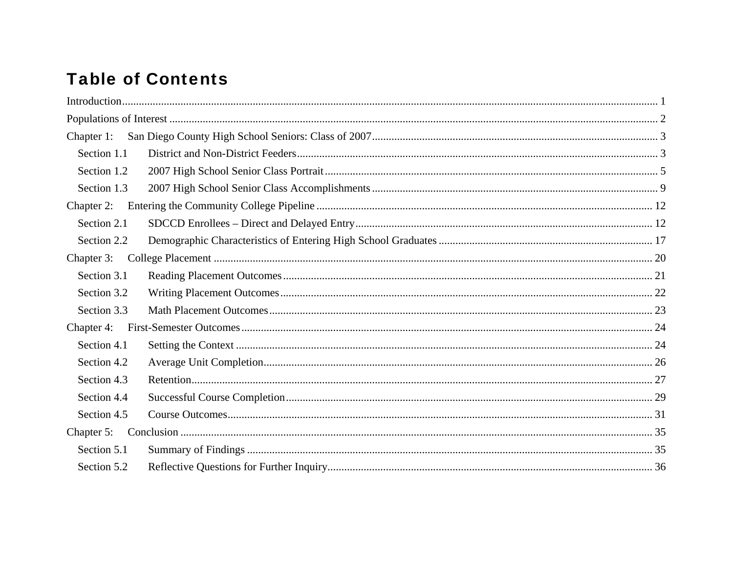# Table of Contents

Introduction ........................................................................................................................ 1

Populations of Interest ........................................................................................................ 2

Chapter 1: San Diego County High School Seniors: Class of 2007 ....................................... 3

- Section 1.1 District and Non-District Feeders ..................................................................... 3
- Section 1.2 2007 High School Senior Class Portrait ............................................................ 5
- Section 1.3 2007 High School Senior Class Accomplishments ............................................ 9

Chapter 2: Entering the Community College Pipeline .......................................................... 12

- Section 2.1 SDCCD Enrollees – Direct and Delayed Entry ................................................. 12
- Section 2.2 Demographic Characteristics of Entering High School Graduates .................... 17

Chapter 3: College Placement .............................................................................................. 20

- Section 3.1 Reading Placement Outcomes .......................................................................... 21
- Section 3.2 Writing Placement Outcomes ........................................................................... 22
- Section 3.3 Math Placement Outcomes ............................................................................... 23

Chapter 4: First-Semester Outcomes .................................................................................... 24

- Section 4.1 Setting the Context ........................................................................................... 24
- Section 4.2 Average Unit Completion .................................................................................. 26
- Section 4.3 Retention ........................................................................................................... 27
- Section 4.4 Successful Course Completion .......................................................................... 29
- Section 4.5 Course Outcomes ............................................................................................... 31

Chapter 5: Conclusion .......................................................................................................... 35

- Section 5.1 Summary of Findings ........................................................................................ 35
- Section 5.2 Reflective Questions for Further Inquiry ........................................................... 36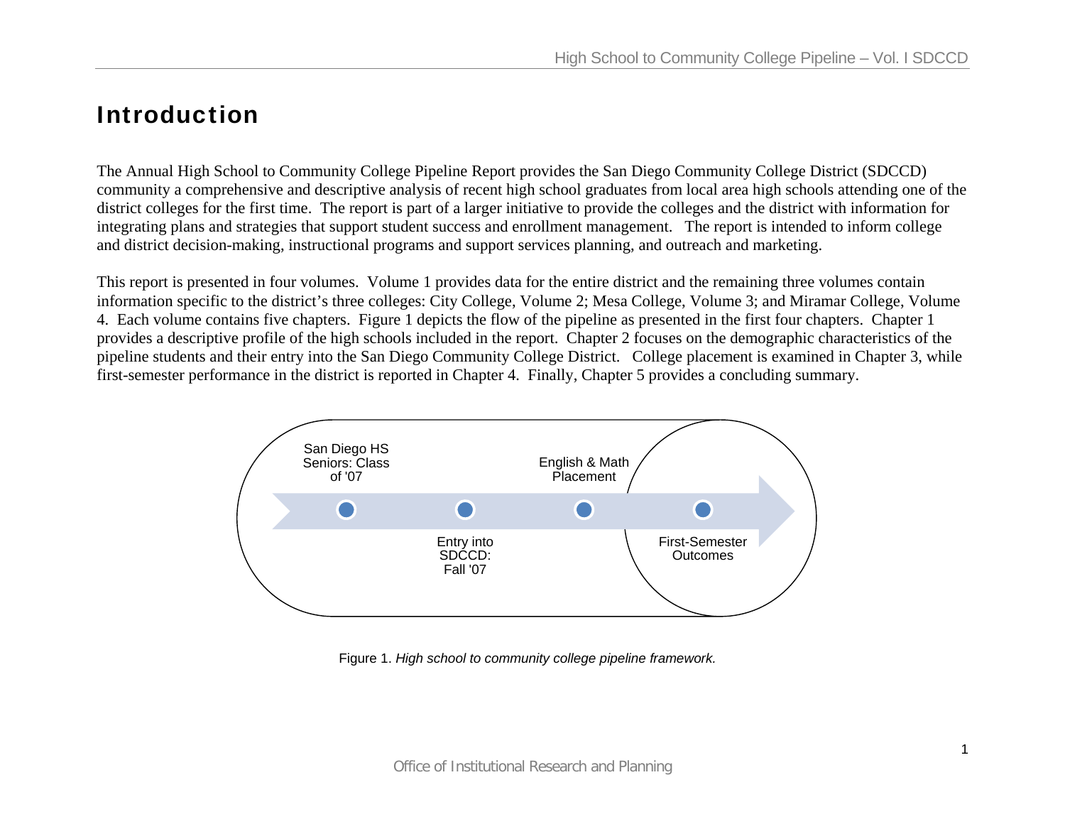# Introduction

The Annual High School to Community College Pipeline Report provides the San Diego Community College District (SDCCD) community a comprehensive and descriptive analysis of recent high school graduates from local area high schools attending one of the district colleges for the first time. The report is part of a larger initiative to provide the colleges and the district with information for integrating plans and strategies that support student success and enrollment management. The report is intended to inform college and district decision-making, instructional programs and support services planning, and outreach and marketing.

This report is presented in four volumes. Volume 1 provides data for the entire district and the remaining three volumes contain information specific to the district's three colleges: City College, Volume 2; Mesa College, Volume 3; and Miramar College, Volume 4. Each volume contains five chapters. Figure 1 depicts the flow of the pipeline as presented in the first four chapters. Chapter 1 provides a descriptive profile of the high schools included in the report. Chapter 2 focuses on the demographic characteristics of the pipeline students and their entry into the San Diego Community College District. College placement is examined in Chapter 3, while first-semester performance in the district is reported in Chapter 4. Finally, Chapter 5 provides a concluding summary.

San Diego HS Seniors: Class of '07 → Entry into SDCCD: Fall '07 → English & Math Placement → First-Semester Outcomes

Figure 1. *High school to community college pipeline framework.*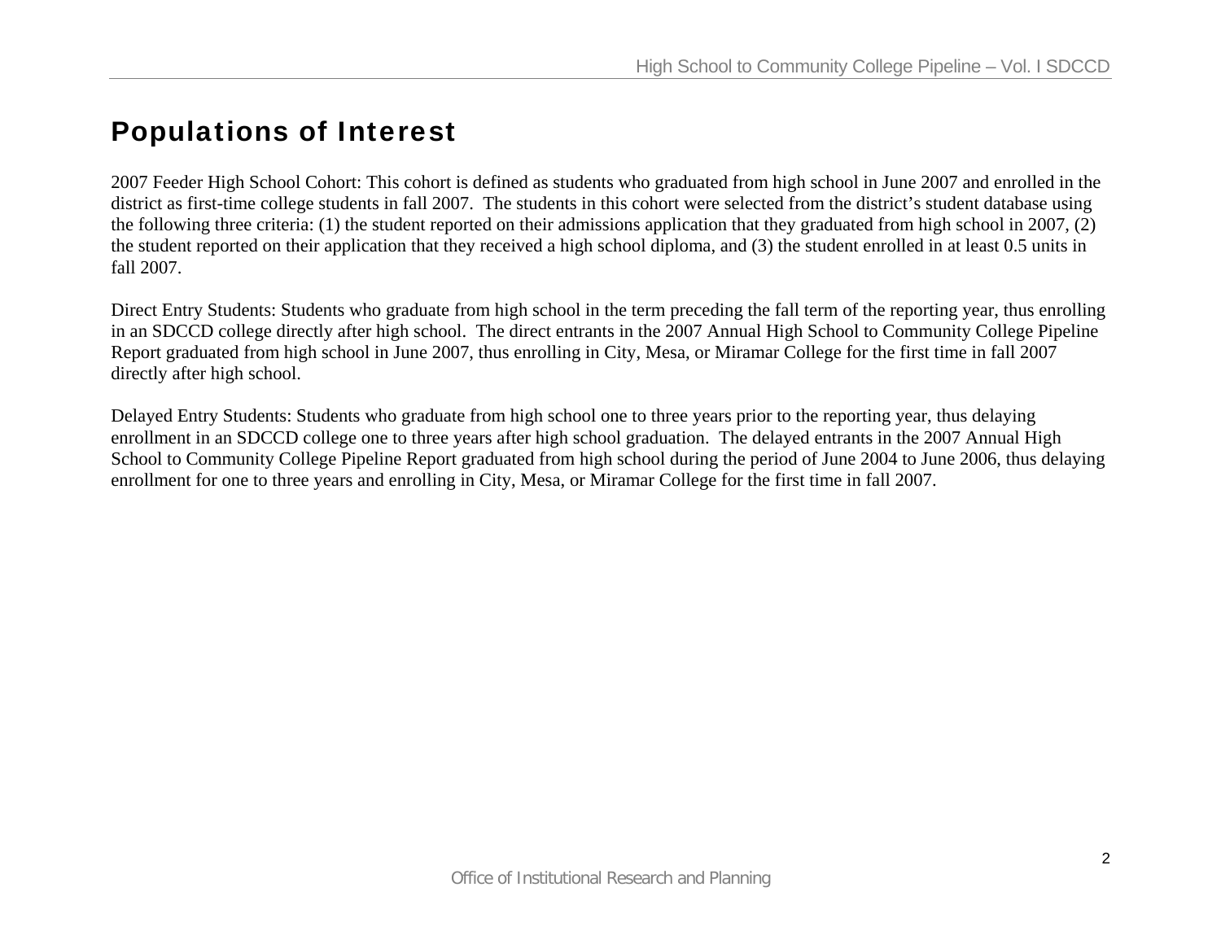# Populations of Interest

2007 Feeder High School Cohort: This cohort is defined as students who graduated from high school in June 2007 and enrolled in the district as first-time college students in fall 2007. The students in this cohort were selected from the district's student database using the following three criteria: (1) the student reported on their admissions application that they graduated from high school in 2007, (2) the student reported on their application that they received a high school diploma, and (3) the student enrolled in at least 0.5 units in fall 2007.

Direct Entry Students: Students who graduate from high school in the term preceding the fall term of the reporting year, thus enrolling in an SDCCD college directly after high school. The direct entrants in the 2007 Annual High School to Community College Pipeline Report graduated from high school in June 2007, thus enrolling in City, Mesa, or Miramar College for the first time in fall 2007 directly after high school.

Delayed Entry Students: Students who graduate from high school one to three years prior to the reporting year, thus delaying enrollment in an SDCCD college one to three years after high school graduation. The delayed entrants in the 2007 Annual High School to Community College Pipeline Report graduated from high school during the period of June 2004 to June 2006, thus delaying enrollment for one to three years and enrolling in City, Mesa, or Miramar College for the first time in fall 2007.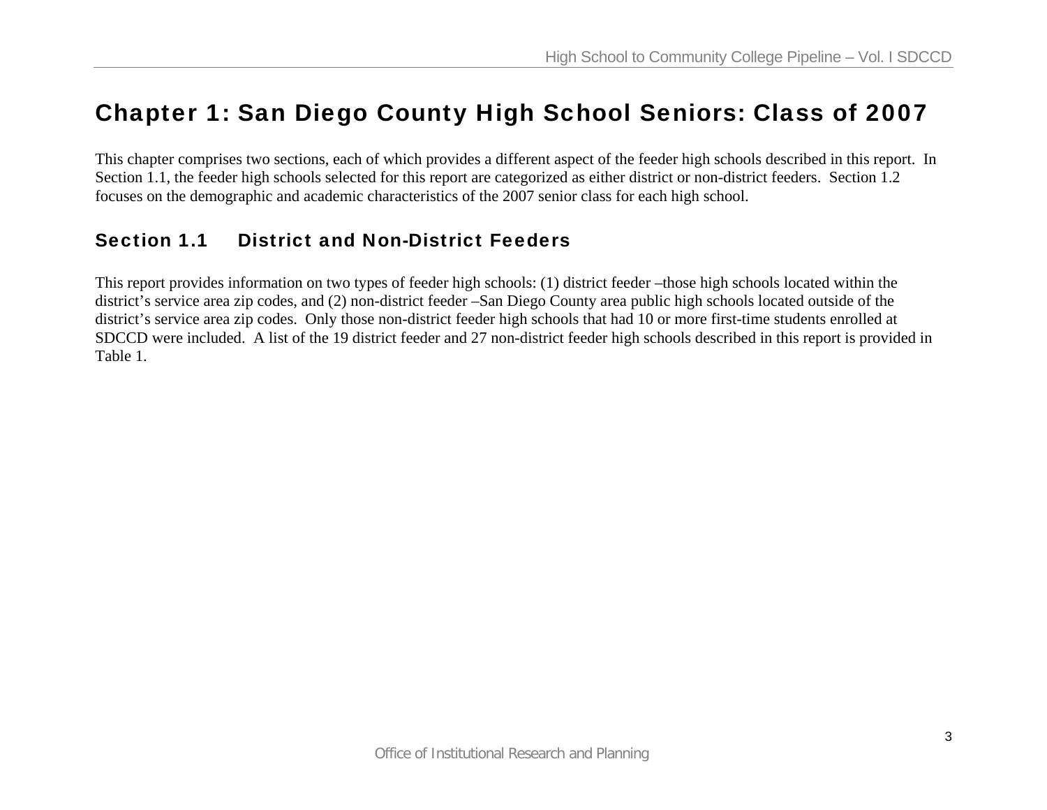# Chapter 1: San Diego County High School Seniors: Class of 2007

This chapter comprises two sections, each of which provides a different aspect of the feeder high schools described in this report. In Section 1.1, the feeder high schools selected for this report are categorized as either district or non-district feeders. Section 1.2 focuses on the demographic and academic characteristics of the 2007 senior class for each high school.

## Section 1.1 District and Non-District Feeders

This report provides information on two types of feeder high schools: (1) district feeder –those high schools located within the district's service area zip codes, and (2) non-district feeder –San Diego County area public high schools located outside of the district's service area zip codes. Only those non-district feeder high schools that had 10 or more first-time students enrolled at SDCCD were included. A list of the 19 district feeder and 27 non-district feeder high schools described in this report is provided in Table 1.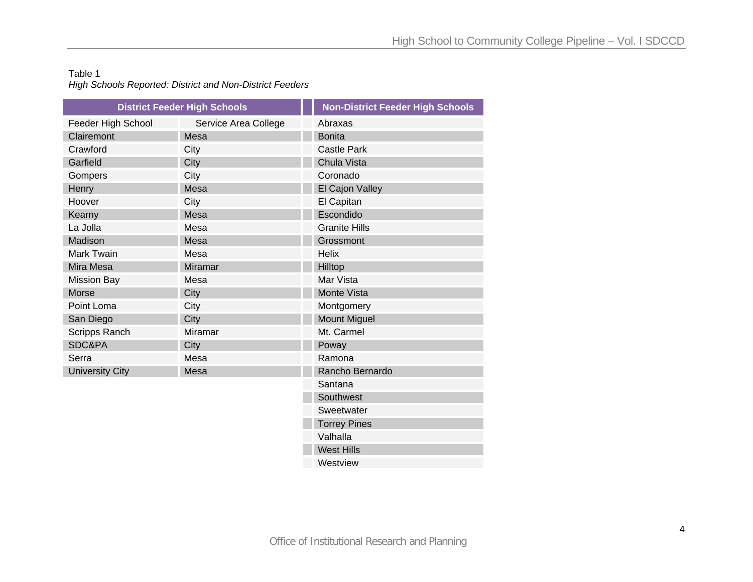Table 1
*High Schools Reported: District and Non-District Feeders*

| District Feeder High Schools | | Non-District Feeder High Schools |
|---|---|---|
| Feeder High School | Service Area College | Abraxas |
| Clairemont | Mesa | Bonita |
| Crawford | City | Castle Park |
| Garfield | City | Chula Vista |
| Gompers | City | Coronado |
| Henry | Mesa | El Cajon Valley |
| Hoover | City | El Capitan |
| Kearny | Mesa | Escondido |
| La Jolla | Mesa | Granite Hills |
| Madison | Mesa | Grossmont |
| Mark Twain | Mesa | Helix |
| Mira Mesa | Miramar | Hilltop |
| Mission Bay | Mesa | Mar Vista |
| Morse | City | Monte Vista |
| Point Loma | City | Montgomery |
| San Diego | City | Mount Miguel |
| Scripps Ranch | Miramar | Mt. Carmel |
| SDC&PA | City | Poway |
| Serra | Mesa | Ramona |
| University City | Mesa | Rancho Bernardo |
| | | Santana |
| | | Southwest |
| | | Sweetwater |
| | | Torrey Pines |
| | | Valhalla |
| | | West Hills |
| | | Westview |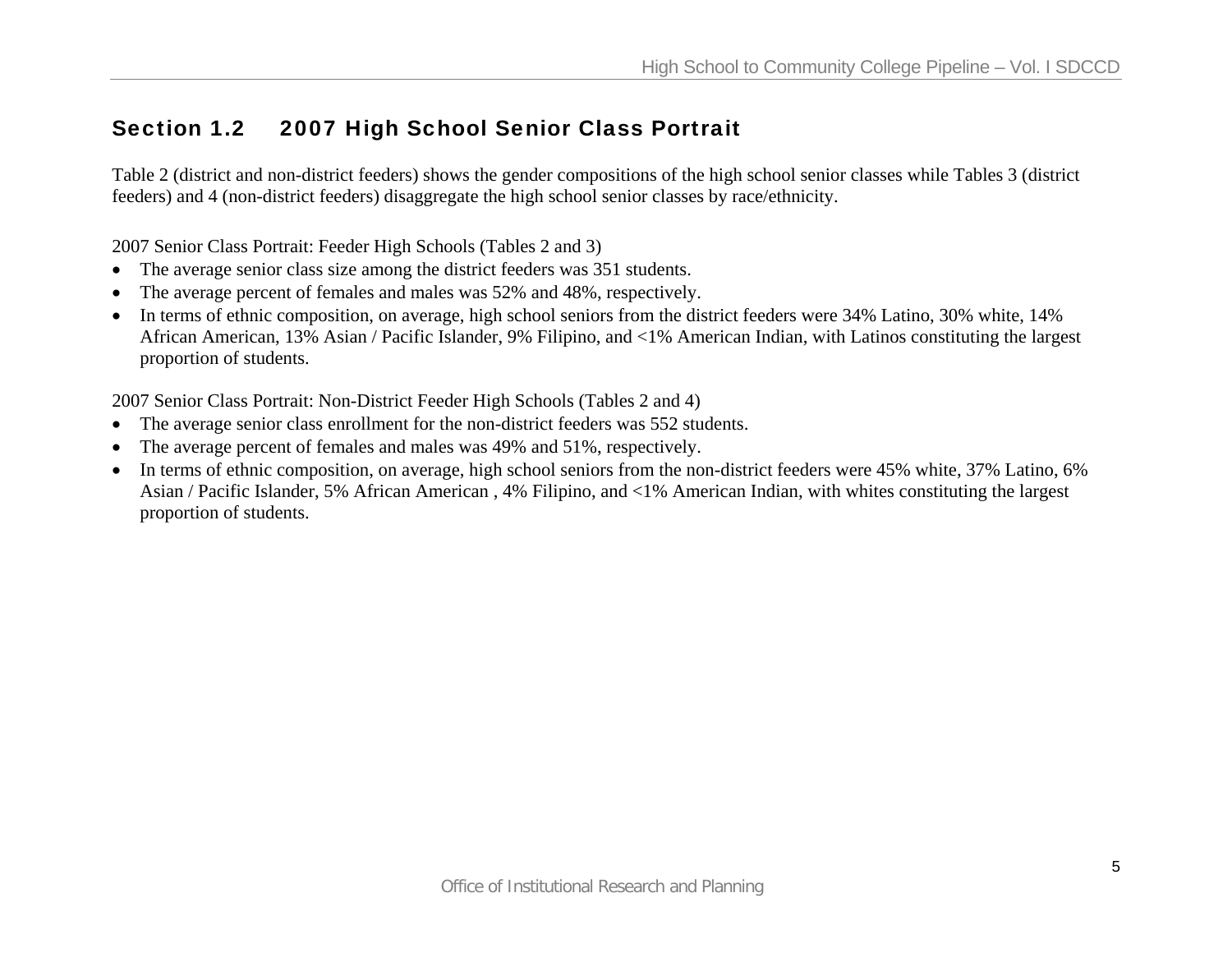## Section 1.2 2007 High School Senior Class Portrait

Table 2 (district and non-district feeders) shows the gender compositions of the high school senior classes while Tables 3 (district feeders) and 4 (non-district feeders) disaggregate the high school senior classes by race/ethnicity.

2007 Senior Class Portrait: Feeder High Schools (Tables 2 and 3)

- The average senior class size among the district feeders was 351 students.
- The average percent of females and males was 52% and 48%, respectively.
- In terms of ethnic composition, on average, high school seniors from the district feeders were 34% Latino, 30% white, 14% African American, 13% Asian / Pacific Islander, 9% Filipino, and <1% American Indian, with Latinos constituting the largest proportion of students.

2007 Senior Class Portrait: Non-District Feeder High Schools (Tables 2 and 4)

- The average senior class enrollment for the non-district feeders was 552 students.
- The average percent of females and males was 49% and 51%, respectively.
- In terms of ethnic composition, on average, high school seniors from the non-district feeders were 45% white, 37% Latino, 6% Asian / Pacific Islander, 5% African American , 4% Filipino, and <1% American Indian, with whites constituting the largest proportion of students.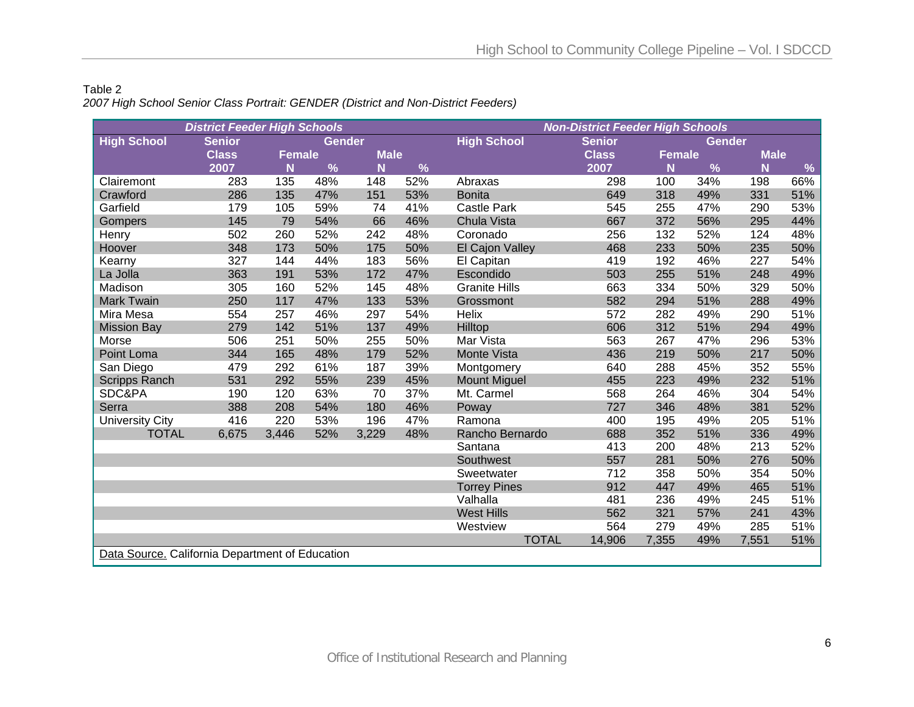Table 2

*2007 High School Senior Class Portrait: GENDER (District and Non-District Feeders)*

| ***District Feeder High Schools*** | | | | | | ***Non-District Feeder High Schools*** | | | | | |
|---|---|---|---|---|---|---|---|---|---|---|---|
| **High School** | **Senior Class 2007** | **Gender** | | | | **High School** | **Senior Class 2007** | **Gender** | | | |
| | | **Female** | | **Male** | | | | **Female** | | **Male** | |
| | | **N** | **%** | **N** | **%** | | | **N** | **%** | **N** | **%** |
| Clairemont | 283 | 135 | 48% | 148 | 52% | Abraxas | 298 | 100 | 34% | 198 | 66% |
| Crawford | 286 | 135 | 47% | 151 | 53% | Bonita | 649 | 318 | 49% | 331 | 51% |
| Garfield | 179 | 105 | 59% | 74 | 41% | Castle Park | 545 | 255 | 47% | 290 | 53% |
| Gompers | 145 | 79 | 54% | 66 | 46% | Chula Vista | 667 | 372 | 56% | 295 | 44% |
| Henry | 502 | 260 | 52% | 242 | 48% | Coronado | 256 | 132 | 52% | 124 | 48% |
| Hoover | 348 | 173 | 50% | 175 | 50% | El Cajon Valley | 468 | 233 | 50% | 235 | 50% |
| Kearny | 327 | 144 | 44% | 183 | 56% | El Capitan | 419 | 192 | 46% | 227 | 54% |
| La Jolla | 363 | 191 | 53% | 172 | 47% | Escondido | 503 | 255 | 51% | 248 | 49% |
| Madison | 305 | 160 | 52% | 145 | 48% | Granite Hills | 663 | 334 | 50% | 329 | 50% |
| Mark Twain | 250 | 117 | 47% | 133 | 53% | Grossmont | 582 | 294 | 51% | 288 | 49% |
| Mira Mesa | 554 | 257 | 46% | 297 | 54% | Helix | 572 | 282 | 49% | 290 | 51% |
| Mission Bay | 279 | 142 | 51% | 137 | 49% | Hilltop | 606 | 312 | 51% | 294 | 49% |
| Morse | 506 | 251 | 50% | 255 | 50% | Mar Vista | 563 | 267 | 47% | 296 | 53% |
| Point Loma | 344 | 165 | 48% | 179 | 52% | Monte Vista | 436 | 219 | 50% | 217 | 50% |
| San Diego | 479 | 292 | 61% | 187 | 39% | Montgomery | 640 | 288 | 45% | 352 | 55% |
| Scripps Ranch | 531 | 292 | 55% | 239 | 45% | Mount Miguel | 455 | 223 | 49% | 232 | 51% |
| SDC&PA | 190 | 120 | 63% | 70 | 37% | Mt. Carmel | 568 | 264 | 46% | 304 | 54% |
| Serra | 388 | 208 | 54% | 180 | 46% | Poway | 727 | 346 | 48% | 381 | 52% |
| University City | 416 | 220 | 53% | 196 | 47% | Ramona | 400 | 195 | 49% | 205 | 51% |
| TOTAL | 6,675 | 3,446 | 52% | 3,229 | 48% | Rancho Bernardo | 688 | 352 | 51% | 336 | 49% |
| | | | | | | Santana | 413 | 200 | 48% | 213 | 52% |
| | | | | | | Southwest | 557 | 281 | 50% | 276 | 50% |
| | | | | | | Sweetwater | 712 | 358 | 50% | 354 | 50% |
| | | | | | | Torrey Pines | 912 | 447 | 49% | 465 | 51% |
| | | | | | | Valhalla | 481 | 236 | 49% | 245 | 51% |
| | | | | | | West Hills | 562 | 321 | 57% | 241 | 43% |
| | | | | | | Westview | 564 | 279 | 49% | 285 | 51% |
| | | | | | | TOTAL | 14,906 | 7,355 | 49% | 7,551 | 51% |

Data Source. California Department of Education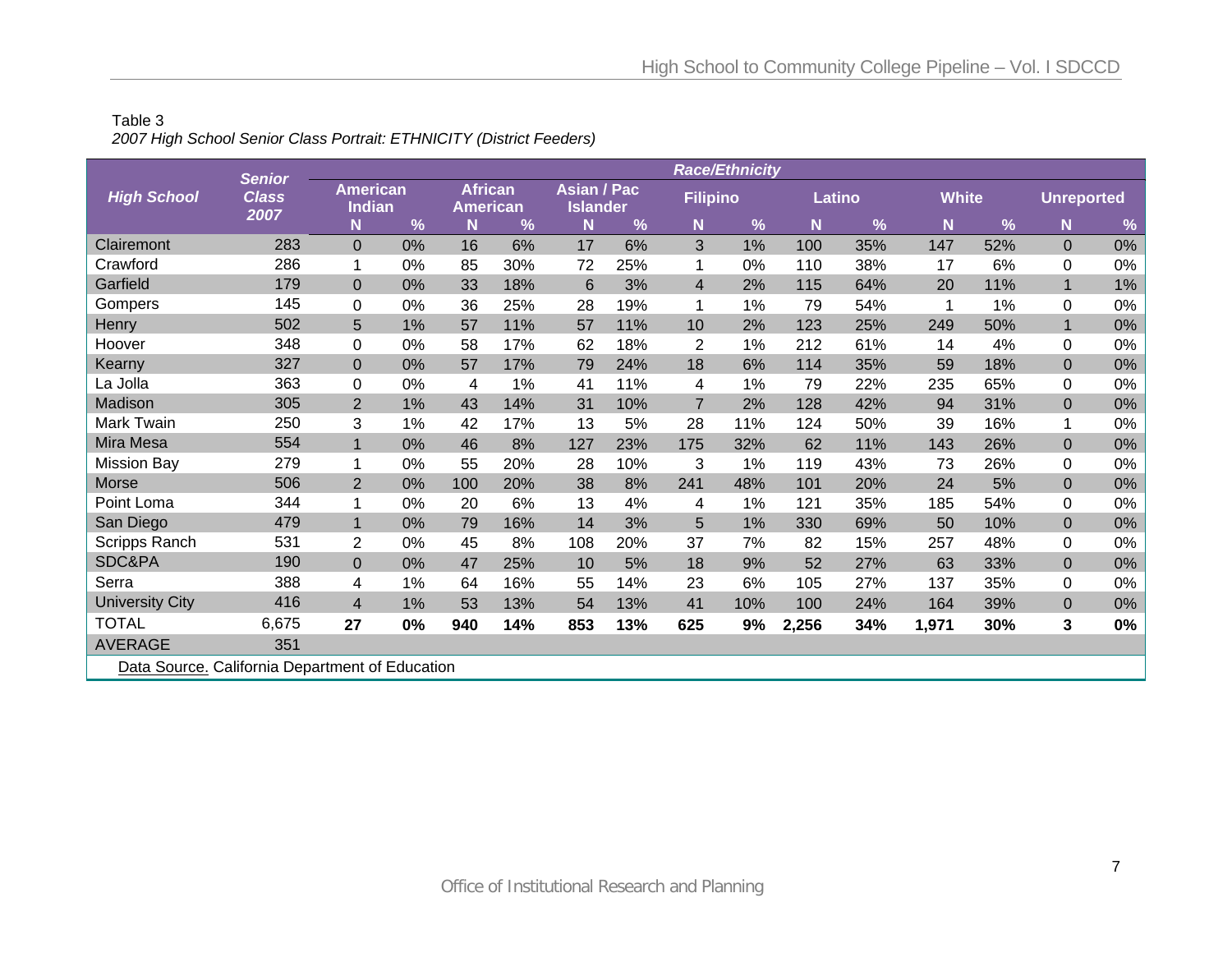Table 3

*2007 High School Senior Class Portrait: ETHNICITY (District Feeders)*

| High School | Senior Class 2007 | Race/Ethnicity | | | | | | | | | | | | | |
|---|---|---|---|---|---|---|---|---|---|---|---|---|---|---|---|
| | | American Indian | | African American | | Asian / Pac Islander | | Filipino | | Latino | | White | | Unreported | |
| | | N | % | N | % | N | % | N | % | N | % | N | % | N | % |
| Clairemont | 283 | 0 | 0% | 16 | 6% | 17 | 6% | 3 | 1% | 100 | 35% | 147 | 52% | 0 | 0% |
| Crawford | 286 | 1 | 0% | 85 | 30% | 72 | 25% | 1 | 0% | 110 | 38% | 17 | 6% | 0 | 0% |
| Garfield | 179 | 0 | 0% | 33 | 18% | 6 | 3% | 4 | 2% | 115 | 64% | 20 | 11% | 1 | 1% |
| Gompers | 145 | 0 | 0% | 36 | 25% | 28 | 19% | 1 | 1% | 79 | 54% | 1 | 1% | 0 | 0% |
| Henry | 502 | 5 | 1% | 57 | 11% | 57 | 11% | 10 | 2% | 123 | 25% | 249 | 50% | 1 | 0% |
| Hoover | 348 | 0 | 0% | 58 | 17% | 62 | 18% | 2 | 1% | 212 | 61% | 14 | 4% | 0 | 0% |
| Kearny | 327 | 0 | 0% | 57 | 17% | 79 | 24% | 18 | 6% | 114 | 35% | 59 | 18% | 0 | 0% |
| La Jolla | 363 | 0 | 0% | 4 | 1% | 41 | 11% | 4 | 1% | 79 | 22% | 235 | 65% | 0 | 0% |
| Madison | 305 | 2 | 1% | 43 | 14% | 31 | 10% | 7 | 2% | 128 | 42% | 94 | 31% | 0 | 0% |
| Mark Twain | 250 | 3 | 1% | 42 | 17% | 13 | 5% | 28 | 11% | 124 | 50% | 39 | 16% | 1 | 0% |
| Mira Mesa | 554 | 1 | 0% | 46 | 8% | 127 | 23% | 175 | 32% | 62 | 11% | 143 | 26% | 0 | 0% |
| Mission Bay | 279 | 1 | 0% | 55 | 20% | 28 | 10% | 3 | 1% | 119 | 43% | 73 | 26% | 0 | 0% |
| Morse | 506 | 2 | 0% | 100 | 20% | 38 | 8% | 241 | 48% | 101 | 20% | 24 | 5% | 0 | 0% |
| Point Loma | 344 | 1 | 0% | 20 | 6% | 13 | 4% | 4 | 1% | 121 | 35% | 185 | 54% | 0 | 0% |
| San Diego | 479 | 1 | 0% | 79 | 16% | 14 | 3% | 5 | 1% | 330 | 69% | 50 | 10% | 0 | 0% |
| Scripps Ranch | 531 | 2 | 0% | 45 | 8% | 108 | 20% | 37 | 7% | 82 | 15% | 257 | 48% | 0 | 0% |
| SDC&PA | 190 | 0 | 0% | 47 | 25% | 10 | 5% | 18 | 9% | 52 | 27% | 63 | 33% | 0 | 0% |
| Serra | 388 | 4 | 1% | 64 | 16% | 55 | 14% | 23 | 6% | 105 | 27% | 137 | 35% | 0 | 0% |
| University City | 416 | 4 | 1% | 53 | 13% | 54 | 13% | 41 | 10% | 100 | 24% | 164 | 39% | 0 | 0% |
| TOTAL | 6,675 | **27** | **0%** | **940** | **14%** | **853** | **13%** | **625** | **9%** | **2,256** | **34%** | **1,971** | **30%** | **3** | **0%** |
| AVERAGE | 351 | | | | | | | | | | | | | | |

Data Source. California Department of Education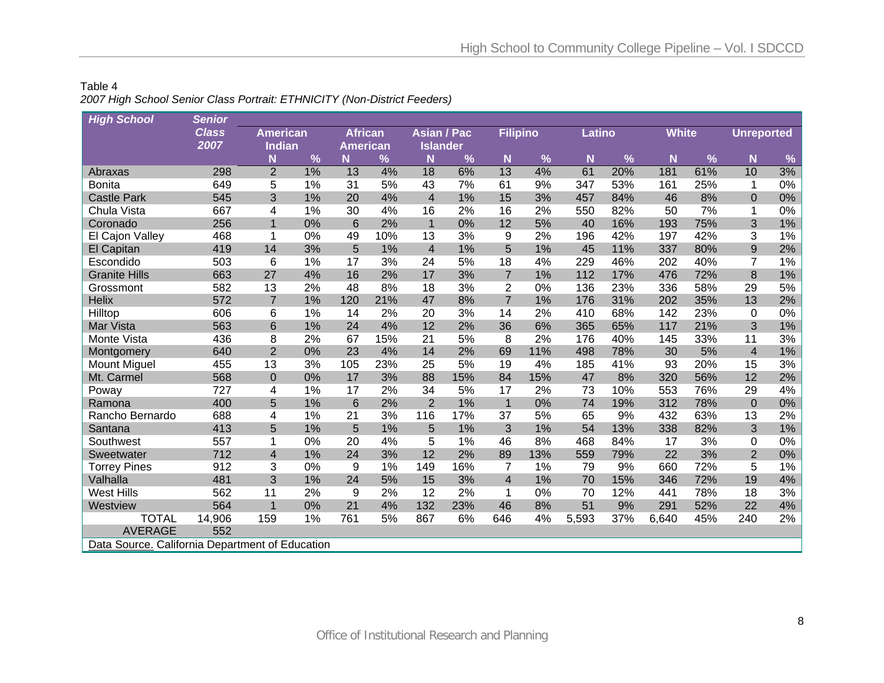Table 4

*2007 High School Senior Class Portrait: ETHNICITY (Non-District Feeders)*

| High School | Senior Class 2007 | American Indian | | African American | | Asian / Pac Islander | | Filipino | | Latino | | White | | Unreported | |
|---|---|---|---|---|---|---|---|---|---|---|---|---|---|---|---|
| | | N | % | N | % | N | % | N | % | N | % | N | % | N | % |
| Abraxas | 298 | 2 | 1% | 13 | 4% | 18 | 6% | 13 | 4% | 61 | 20% | 181 | 61% | 10 | 3% |
| Bonita | 649 | 5 | 1% | 31 | 5% | 43 | 7% | 61 | 9% | 347 | 53% | 161 | 25% | 1 | 0% |
| Castle Park | 545 | 3 | 1% | 20 | 4% | 4 | 1% | 15 | 3% | 457 | 84% | 46 | 8% | 0 | 0% |
| Chula Vista | 667 | 4 | 1% | 30 | 4% | 16 | 2% | 16 | 2% | 550 | 82% | 50 | 7% | 1 | 0% |
| Coronado | 256 | 1 | 0% | 6 | 2% | 1 | 0% | 12 | 5% | 40 | 16% | 193 | 75% | 3 | 1% |
| El Cajon Valley | 468 | 1 | 0% | 49 | 10% | 13 | 3% | 9 | 2% | 196 | 42% | 197 | 42% | 3 | 1% |
| El Capitan | 419 | 14 | 3% | 5 | 1% | 4 | 1% | 5 | 1% | 45 | 11% | 337 | 80% | 9 | 2% |
| Escondido | 503 | 6 | 1% | 17 | 3% | 24 | 5% | 18 | 4% | 229 | 46% | 202 | 40% | 7 | 1% |
| Granite Hills | 663 | 27 | 4% | 16 | 2% | 17 | 3% | 7 | 1% | 112 | 17% | 476 | 72% | 8 | 1% |
| Grossmont | 582 | 13 | 2% | 48 | 8% | 18 | 3% | 2 | 0% | 136 | 23% | 336 | 58% | 29 | 5% |
| Helix | 572 | 7 | 1% | 120 | 21% | 47 | 8% | 7 | 1% | 176 | 31% | 202 | 35% | 13 | 2% |
| Hilltop | 606 | 6 | 1% | 14 | 2% | 20 | 3% | 14 | 2% | 410 | 68% | 142 | 23% | 0 | 0% |
| Mar Vista | 563 | 6 | 1% | 24 | 4% | 12 | 2% | 36 | 6% | 365 | 65% | 117 | 21% | 3 | 1% |
| Monte Vista | 436 | 8 | 2% | 67 | 15% | 21 | 5% | 8 | 2% | 176 | 40% | 145 | 33% | 11 | 3% |
| Montgomery | 640 | 2 | 0% | 23 | 4% | 14 | 2% | 69 | 11% | 498 | 78% | 30 | 5% | 4 | 1% |
| Mount Miguel | 455 | 13 | 3% | 105 | 23% | 25 | 5% | 19 | 4% | 185 | 41% | 93 | 20% | 15 | 3% |
| Mt. Carmel | 568 | 0 | 0% | 17 | 3% | 88 | 15% | 84 | 15% | 47 | 8% | 320 | 56% | 12 | 2% |
| Poway | 727 | 4 | 1% | 17 | 2% | 34 | 5% | 17 | 2% | 73 | 10% | 553 | 76% | 29 | 4% |
| Ramona | 400 | 5 | 1% | 6 | 2% | 2 | 1% | 1 | 0% | 74 | 19% | 312 | 78% | 0 | 0% |
| Rancho Bernardo | 688 | 4 | 1% | 21 | 3% | 116 | 17% | 37 | 5% | 65 | 9% | 432 | 63% | 13 | 2% |
| Santana | 413 | 5 | 1% | 5 | 1% | 5 | 1% | 3 | 1% | 54 | 13% | 338 | 82% | 3 | 1% |
| Southwest | 557 | 1 | 0% | 20 | 4% | 5 | 1% | 46 | 8% | 468 | 84% | 17 | 3% | 0 | 0% |
| Sweetwater | 712 | 4 | 1% | 24 | 3% | 12 | 2% | 89 | 13% | 559 | 79% | 22 | 3% | 2 | 0% |
| Torrey Pines | 912 | 3 | 0% | 9 | 1% | 149 | 16% | 7 | 1% | 79 | 9% | 660 | 72% | 5 | 1% |
| Valhalla | 481 | 3 | 1% | 24 | 5% | 15 | 3% | 4 | 1% | 70 | 15% | 346 | 72% | 19 | 4% |
| West Hills | 562 | 11 | 2% | 9 | 2% | 12 | 2% | 1 | 0% | 70 | 12% | 441 | 78% | 18 | 3% |
| Westview | 564 | 1 | 0% | 21 | 4% | 132 | 23% | 46 | 8% | 51 | 9% | 291 | 52% | 22 | 4% |
| TOTAL | 14,906 | 159 | 1% | 761 | 5% | 867 | 6% | 646 | 4% | 5,593 | 37% | 6,640 | 45% | 240 | 2% |
| AVERAGE | 552 | | | | | | | | | | | | | | |

Data Source. California Department of Education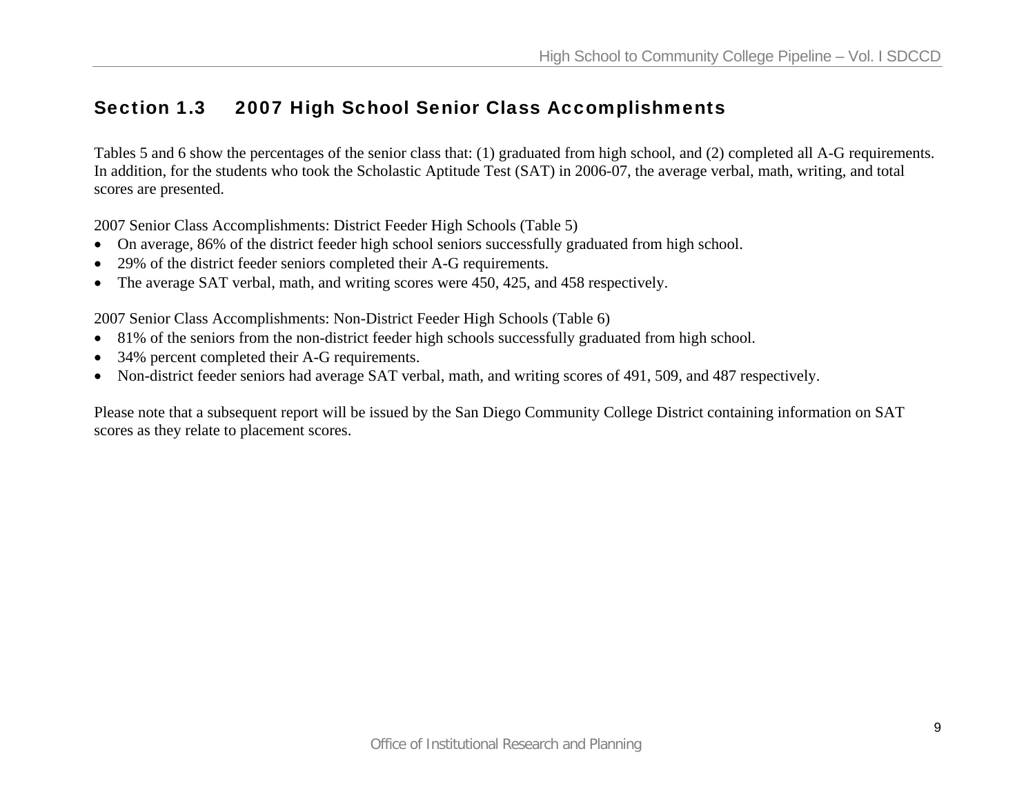## Section 1.3 2007 High School Senior Class Accomplishments

Tables 5 and 6 show the percentages of the senior class that: (1) graduated from high school, and (2) completed all A-G requirements. In addition, for the students who took the Scholastic Aptitude Test (SAT) in 2006-07, the average verbal, math, writing, and total scores are presented.

2007 Senior Class Accomplishments: District Feeder High Schools (Table 5)

- On average, 86% of the district feeder high school seniors successfully graduated from high school.
- 29% of the district feeder seniors completed their A-G requirements.
- The average SAT verbal, math, and writing scores were 450, 425, and 458 respectively.

2007 Senior Class Accomplishments: Non-District Feeder High Schools (Table 6)

- 81% of the seniors from the non-district feeder high schools successfully graduated from high school.
- 34% percent completed their A-G requirements.
- Non-district feeder seniors had average SAT verbal, math, and writing scores of 491, 509, and 487 respectively.

Please note that a subsequent report will be issued by the San Diego Community College District containing information on SAT scores as they relate to placement scores.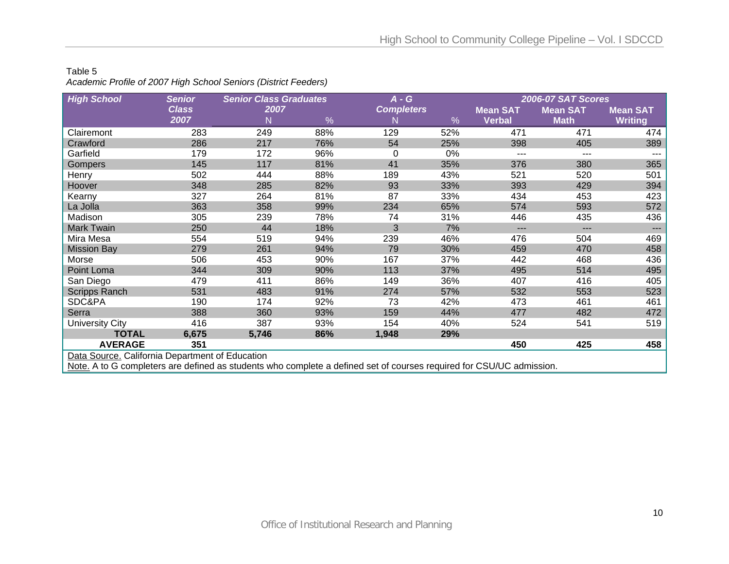Table 5

*Academic Profile of 2007 High School Seniors (District Feeders)*

| High School | Senior Class 2007 | Senior Class Graduates 2007 | | A - G Completers | | 2006-07 SAT Scores | | |
|---|---|---|---|---|---|---|---|---|
| | | N | % | N | % | Mean SAT Verbal | Mean SAT Math | Mean SAT Writing |
| Clairemont | 283 | 249 | 88% | 129 | 52% | 471 | 471 | 474 |
| Crawford | 286 | 217 | 76% | 54 | 25% | 398 | 405 | 389 |
| Garfield | 179 | 172 | 96% | 0 | 0% | --- | --- | --- |
| Gompers | 145 | 117 | 81% | 41 | 35% | 376 | 380 | 365 |
| Henry | 502 | 444 | 88% | 189 | 43% | 521 | 520 | 501 |
| Hoover | 348 | 285 | 82% | 93 | 33% | 393 | 429 | 394 |
| Kearny | 327 | 264 | 81% | 87 | 33% | 434 | 453 | 423 |
| La Jolla | 363 | 358 | 99% | 234 | 65% | 574 | 593 | 572 |
| Madison | 305 | 239 | 78% | 74 | 31% | 446 | 435 | 436 |
| Mark Twain | 250 | 44 | 18% | 3 | 7% | --- | --- | --- |
| Mira Mesa | 554 | 519 | 94% | 239 | 46% | 476 | 504 | 469 |
| Mission Bay | 279 | 261 | 94% | 79 | 30% | 459 | 470 | 458 |
| Morse | 506 | 453 | 90% | 167 | 37% | 442 | 468 | 436 |
| Point Loma | 344 | 309 | 90% | 113 | 37% | 495 | 514 | 495 |
| San Diego | 479 | 411 | 86% | 149 | 36% | 407 | 416 | 405 |
| Scripps Ranch | 531 | 483 | 91% | 274 | 57% | 532 | 553 | 523 |
| SDC&PA | 190 | 174 | 92% | 73 | 42% | 473 | 461 | 461 |
| Serra | 388 | 360 | 93% | 159 | 44% | 477 | 482 | 472 |
| University City | 416 | 387 | 93% | 154 | 40% | 524 | 541 | 519 |
| **TOTAL** | **6,675** | **5,746** | **86%** | **1,948** | **29%** | | | |
| **AVERAGE** | **351** | | | | | **450** | **425** | **458** |

Data Source. California Department of Education

Note. A to G completers are defined as students who complete a defined set of courses required for CSU/UC admission.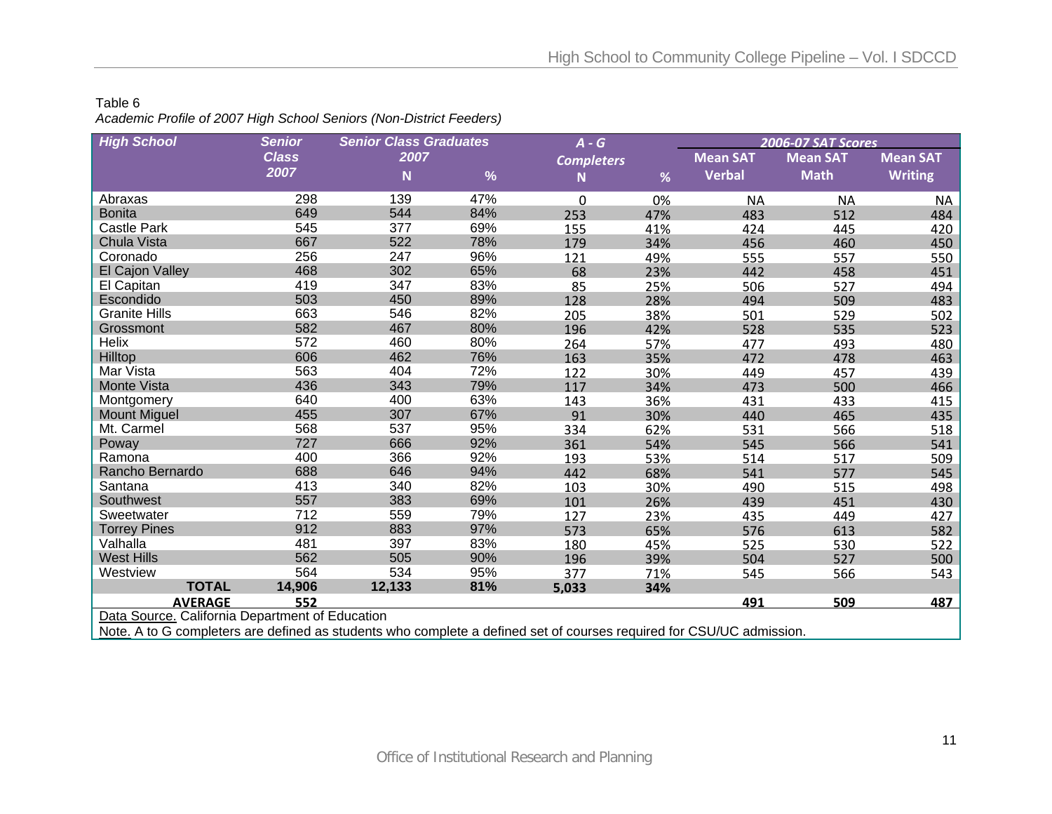Table 6

*Academic Profile of 2007 High School Seniors (Non-District Feeders)*

| High School | Senior Class 2007 | Senior Class Graduates 2007 | | A - G Completers | | 2006-07 SAT Scores | | |
|---|---|---|---|---|---|---|---|---|
| | | N | % | N | % | Mean SAT Verbal | Mean SAT Math | Mean SAT Writing |
| Abraxas | 298 | 139 | 47% | 0 | 0% | NA | NA | NA |
| Bonita | 649 | 544 | 84% | 253 | 47% | 483 | 512 | 484 |
| Castle Park | 545 | 377 | 69% | 155 | 41% | 424 | 445 | 420 |
| Chula Vista | 667 | 522 | 78% | 179 | 34% | 456 | 460 | 450 |
| Coronado | 256 | 247 | 96% | 121 | 49% | 555 | 557 | 550 |
| El Cajon Valley | 468 | 302 | 65% | 68 | 23% | 442 | 458 | 451 |
| El Capitan | 419 | 347 | 83% | 85 | 25% | 506 | 527 | 494 |
| Escondido | 503 | 450 | 89% | 128 | 28% | 494 | 509 | 483 |
| Granite Hills | 663 | 546 | 82% | 205 | 38% | 501 | 529 | 502 |
| Grossmont | 582 | 467 | 80% | 196 | 42% | 528 | 535 | 523 |
| Helix | 572 | 460 | 80% | 264 | 57% | 477 | 493 | 480 |
| Hilltop | 606 | 462 | 76% | 163 | 35% | 472 | 478 | 463 |
| Mar Vista | 563 | 404 | 72% | 122 | 30% | 449 | 457 | 439 |
| Monte Vista | 436 | 343 | 79% | 117 | 34% | 473 | 500 | 466 |
| Montgomery | 640 | 400 | 63% | 143 | 36% | 431 | 433 | 415 |
| Mount Miguel | 455 | 307 | 67% | 91 | 30% | 440 | 465 | 435 |
| Mt. Carmel | 568 | 537 | 95% | 334 | 62% | 531 | 566 | 518 |
| Poway | 727 | 666 | 92% | 361 | 54% | 545 | 566 | 541 |
| Ramona | 400 | 366 | 92% | 193 | 53% | 514 | 517 | 509 |
| Rancho Bernardo | 688 | 646 | 94% | 442 | 68% | 541 | 577 | 545 |
| Santana | 413 | 340 | 82% | 103 | 30% | 490 | 515 | 498 |
| Southwest | 557 | 383 | 69% | 101 | 26% | 439 | 451 | 430 |
| Sweetwater | 712 | 559 | 79% | 127 | 23% | 435 | 449 | 427 |
| Torrey Pines | 912 | 883 | 97% | 573 | 65% | 576 | 613 | 582 |
| Valhalla | 481 | 397 | 83% | 180 | 45% | 525 | 530 | 522 |
| West Hills | 562 | 505 | 90% | 196 | 39% | 504 | 527 | 500 |
| Westview | 564 | 534 | 95% | 377 | 71% | 545 | 566 | 543 |
| **TOTAL** | **14,906** | **12,133** | **81%** | **5,033** | **34%** | | | |
| **AVERAGE** | **552** | | | | | **491** | **509** | **487** |

Data Source. California Department of Education

Note. A to G completers are defined as students who complete a defined set of courses required for CSU/UC admission.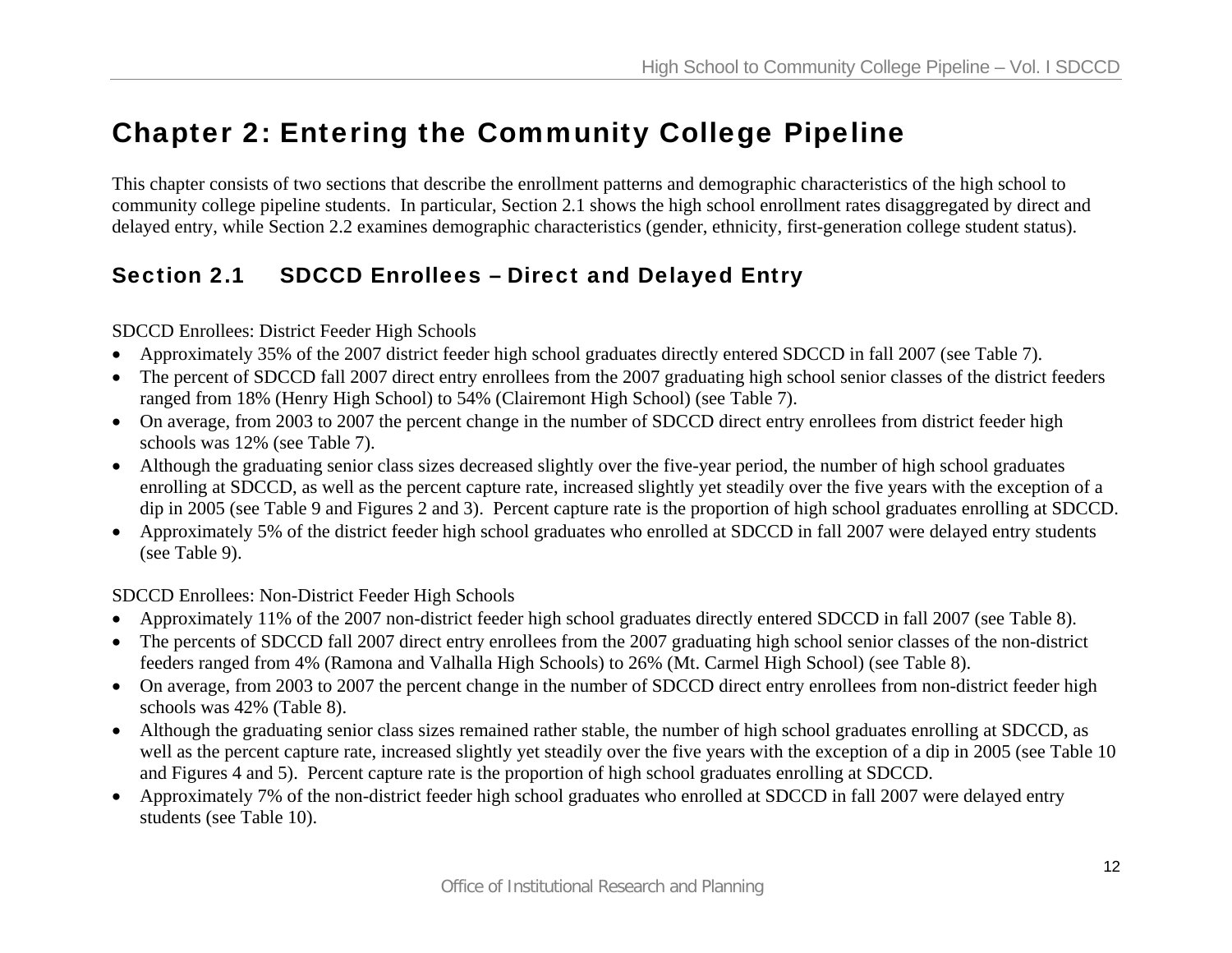# Chapter 2: Entering the Community College Pipeline

This chapter consists of two sections that describe the enrollment patterns and demographic characteristics of the high school to community college pipeline students. In particular, Section 2.1 shows the high school enrollment rates disaggregated by direct and delayed entry, while Section 2.2 examines demographic characteristics (gender, ethnicity, first-generation college student status).

## Section 2.1 SDCCD Enrollees – Direct and Delayed Entry

SDCCD Enrollees: District Feeder High Schools

- Approximately 35% of the 2007 district feeder high school graduates directly entered SDCCD in fall 2007 (see Table 7).
- The percent of SDCCD fall 2007 direct entry enrollees from the 2007 graduating high school senior classes of the district feeders ranged from 18% (Henry High School) to 54% (Clairemont High School) (see Table 7).
- On average, from 2003 to 2007 the percent change in the number of SDCCD direct entry enrollees from district feeder high schools was 12% (see Table 7).
- Although the graduating senior class sizes decreased slightly over the five-year period, the number of high school graduates enrolling at SDCCD, as well as the percent capture rate, increased slightly yet steadily over the five years with the exception of a dip in 2005 (see Table 9 and Figures 2 and 3). Percent capture rate is the proportion of high school graduates enrolling at SDCCD.
- Approximately 5% of the district feeder high school graduates who enrolled at SDCCD in fall 2007 were delayed entry students (see Table 9).

SDCCD Enrollees: Non-District Feeder High Schools

- Approximately 11% of the 2007 non-district feeder high school graduates directly entered SDCCD in fall 2007 (see Table 8).
- The percents of SDCCD fall 2007 direct entry enrollees from the 2007 graduating high school senior classes of the non-district feeders ranged from 4% (Ramona and Valhalla High Schools) to 26% (Mt. Carmel High School) (see Table 8).
- On average, from 2003 to 2007 the percent change in the number of SDCCD direct entry enrollees from non-district feeder high schools was 42% (Table 8).
- Although the graduating senior class sizes remained rather stable, the number of high school graduates enrolling at SDCCD, as well as the percent capture rate, increased slightly yet steadily over the five years with the exception of a dip in 2005 (see Table 10 and Figures 4 and 5). Percent capture rate is the proportion of high school graduates enrolling at SDCCD.
- Approximately 7% of the non-district feeder high school graduates who enrolled at SDCCD in fall 2007 were delayed entry students (see Table 10).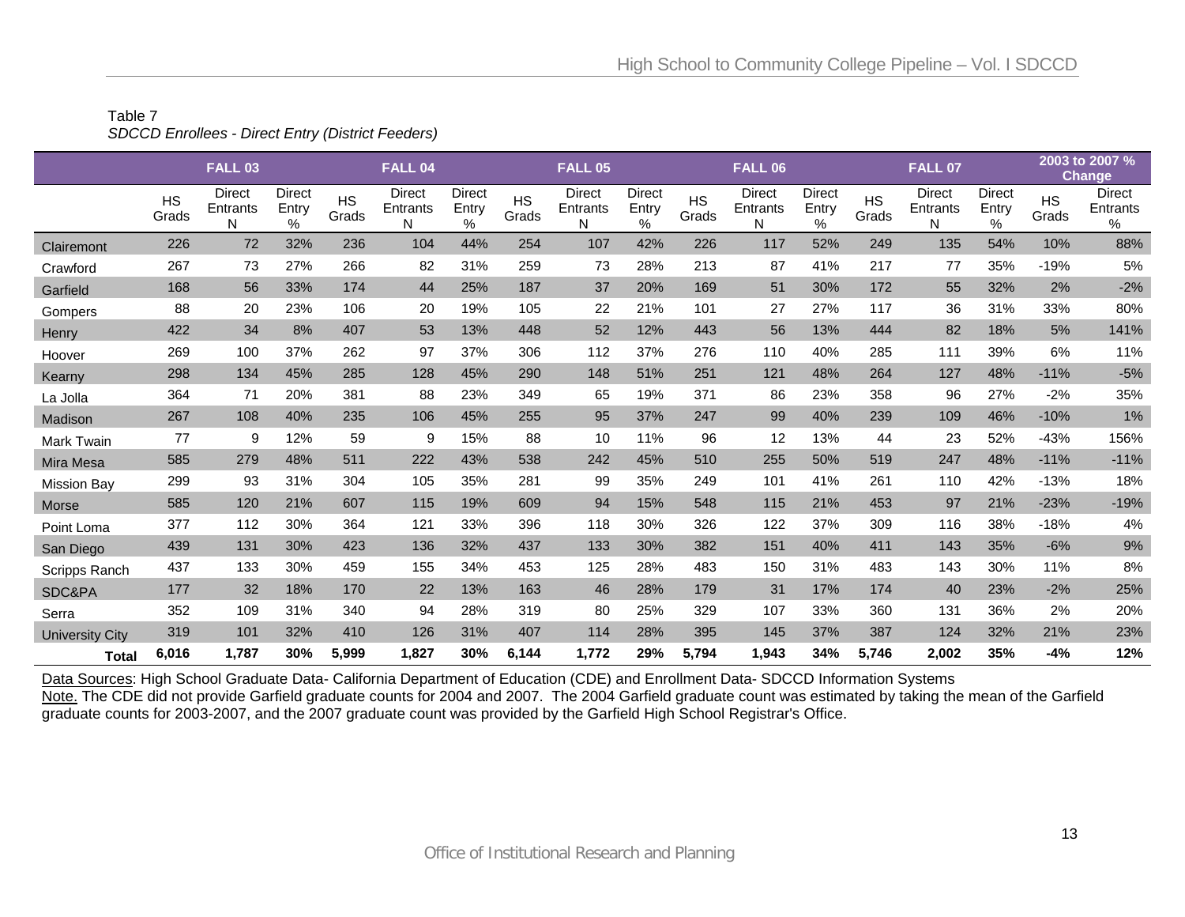Table 7
*SDCCD Enrollees - Direct Entry (District Feeders)*

| | FALL 03 | | | FALL 04 | | | FALL 05 | | | FALL 06 | | | FALL 07 | | | 2003 to 2007 % Change | |
|---|---|---|---|---|---|---|---|---|---|---|---|---|---|---|---|---|---|
| | HS Grads | Direct Entrants N | Direct Entry % | HS Grads | Direct Entrants N | Direct Entry % | HS Grads | Direct Entrants N | Direct Entry % | HS Grads | Direct Entrants N | Direct Entry % | HS Grads | Direct Entrants N | Direct Entry % | HS Grads | Direct Entrants % |
| Clairemont | 226 | 72 | 32% | 236 | 104 | 44% | 254 | 107 | 42% | 226 | 117 | 52% | 249 | 135 | 54% | 10% | 88% |
| Crawford | 267 | 73 | 27% | 266 | 82 | 31% | 259 | 73 | 28% | 213 | 87 | 41% | 217 | 77 | 35% | -19% | 5% |
| Garfield | 168 | 56 | 33% | 174 | 44 | 25% | 187 | 37 | 20% | 169 | 51 | 30% | 172 | 55 | 32% | 2% | -2% |
| Gompers | 88 | 20 | 23% | 106 | 20 | 19% | 105 | 22 | 21% | 101 | 27 | 27% | 117 | 36 | 31% | 33% | 80% |
| Henry | 422 | 34 | 8% | 407 | 53 | 13% | 448 | 52 | 12% | 443 | 56 | 13% | 444 | 82 | 18% | 5% | 141% |
| Hoover | 269 | 100 | 37% | 262 | 97 | 37% | 306 | 112 | 37% | 276 | 110 | 40% | 285 | 111 | 39% | 6% | 11% |
| Kearny | 298 | 134 | 45% | 285 | 128 | 45% | 290 | 148 | 51% | 251 | 121 | 48% | 264 | 127 | 48% | -11% | -5% |
| La Jolla | 364 | 71 | 20% | 381 | 88 | 23% | 349 | 65 | 19% | 371 | 86 | 23% | 358 | 96 | 27% | -2% | 35% |
| Madison | 267 | 108 | 40% | 235 | 106 | 45% | 255 | 95 | 37% | 247 | 99 | 40% | 239 | 109 | 46% | -10% | 1% |
| Mark Twain | 77 | 9 | 12% | 59 | 9 | 15% | 88 | 10 | 11% | 96 | 12 | 13% | 44 | 23 | 52% | -43% | 156% |
| Mira Mesa | 585 | 279 | 48% | 511 | 222 | 43% | 538 | 242 | 45% | 510 | 255 | 50% | 519 | 247 | 48% | -11% | -11% |
| Mission Bay | 299 | 93 | 31% | 304 | 105 | 35% | 281 | 99 | 35% | 249 | 101 | 41% | 261 | 110 | 42% | -13% | 18% |
| Morse | 585 | 120 | 21% | 607 | 115 | 19% | 609 | 94 | 15% | 548 | 115 | 21% | 453 | 97 | 21% | -23% | -19% |
| Point Loma | 377 | 112 | 30% | 364 | 121 | 33% | 396 | 118 | 30% | 326 | 122 | 37% | 309 | 116 | 38% | -18% | 4% |
| San Diego | 439 | 131 | 30% | 423 | 136 | 32% | 437 | 133 | 30% | 382 | 151 | 40% | 411 | 143 | 35% | -6% | 9% |
| Scripps Ranch | 437 | 133 | 30% | 459 | 155 | 34% | 453 | 125 | 28% | 483 | 150 | 31% | 483 | 143 | 30% | 11% | 8% |
| SDC&PA | 177 | 32 | 18% | 170 | 22 | 13% | 163 | 46 | 28% | 179 | 31 | 17% | 174 | 40 | 23% | -2% | 25% |
| Serra | 352 | 109 | 31% | 340 | 94 | 28% | 319 | 80 | 25% | 329 | 107 | 33% | 360 | 131 | 36% | 2% | 20% |
| University City | 319 | 101 | 32% | 410 | 126 | 31% | 407 | 114 | 28% | 395 | 145 | 37% | 387 | 124 | 32% | 21% | 23% |
| **Total** | **6,016** | **1,787** | **30%** | **5,999** | **1,827** | **30%** | **6,144** | **1,772** | **29%** | **5,794** | **1,943** | **34%** | **5,746** | **2,002** | **35%** | **-4%** | **12%** |

Data Sources: High School Graduate Data- California Department of Education (CDE) and Enrollment Data- SDCCD Information Systems
Note. The CDE did not provide Garfield graduate counts for 2004 and 2007. The 2004 Garfield graduate count was estimated by taking the mean of the Garfield graduate counts for 2003-2007, and the 2007 graduate count was provided by the Garfield High School Registrar's Office.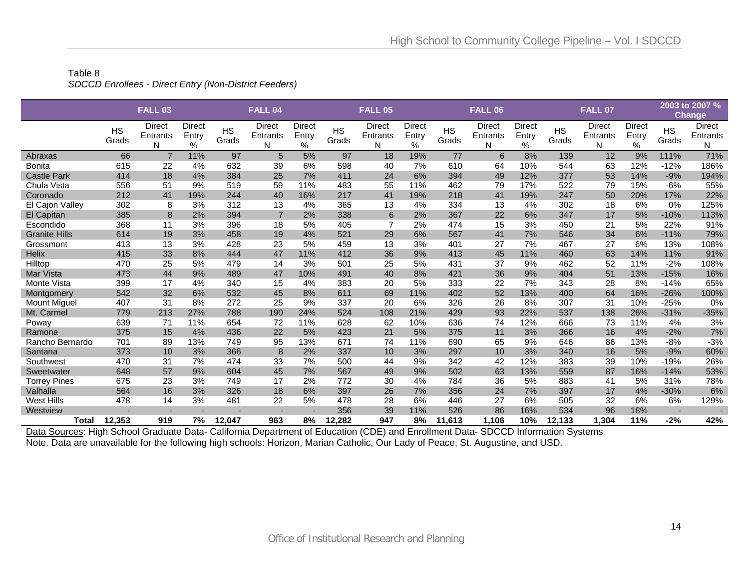Table 8

*SDCCD Enrollees - Direct Entry (Non-District Feeders)*

| | FALL 03 | | | FALL 04 | | | FALL 05 | | | FALL 06 | | | FALL 07 | | | 2003 to 2007 % Change | |
|---|---|---|---|---|---|---|---|---|---|---|---|---|---|---|---|---|---|
| | HS Grads | Direct Entrants N | Direct Entry % | HS Grads | Direct Entrants N | Direct Entry % | HS Grads | Direct Entrants N | Direct Entry % | HS Grads | Direct Entrants N | Direct Entry % | HS Grads | Direct Entrants N | Direct Entry % | HS Grads | Direct Entrants N |
| Abraxas | 66 | 7 | 11% | 97 | 5 | 5% | 97 | 18 | 19% | 77 | 6 | 8% | 139 | 12 | 9% | 111% | 71% |
| Bonita | 615 | 22 | 4% | 632 | 39 | 6% | 598 | 40 | 7% | 610 | 64 | 10% | 544 | 63 | 12% | -12% | 186% |
| Castle Park | 414 | 18 | 4% | 384 | 25 | 7% | 411 | 24 | 6% | 394 | 49 | 12% | 377 | 53 | 14% | -9% | 194% |
| Chula Vista | 556 | 51 | 9% | 519 | 59 | 11% | 483 | 55 | 11% | 462 | 79 | 17% | 522 | 79 | 15% | -6% | 55% |
| Coronado | 212 | 41 | 19% | 244 | 40 | 16% | 217 | 41 | 19% | 218 | 41 | 19% | 247 | 50 | 20% | 17% | 22% |
| El Cajon Valley | 302 | 8 | 3% | 312 | 13 | 4% | 365 | 13 | 4% | 334 | 13 | 4% | 302 | 18 | 6% | 0% | 125% |
| El Capitan | 385 | 8 | 2% | 394 | 7 | 2% | 338 | 6 | 2% | 367 | 22 | 6% | 347 | 17 | 5% | -10% | 113% |
| Escondido | 368 | 11 | 3% | 396 | 18 | 5% | 405 | 7 | 2% | 474 | 15 | 3% | 450 | 21 | 5% | 22% | 91% |
| Granite Hills | 614 | 19 | 3% | 458 | 19 | 4% | 521 | 29 | 6% | 567 | 41 | 7% | 546 | 34 | 6% | -11% | 79% |
| Grossmont | 413 | 13 | 3% | 428 | 23 | 5% | 459 | 13 | 3% | 401 | 27 | 7% | 467 | 27 | 6% | 13% | 108% |
| Helix | 415 | 33 | 8% | 444 | 47 | 11% | 412 | 36 | 9% | 413 | 45 | 11% | 460 | 63 | 14% | 11% | 91% |
| Hilltop | 470 | 25 | 5% | 479 | 14 | 3% | 501 | 25 | 5% | 431 | 37 | 9% | 462 | 52 | 11% | -2% | 108% |
| Mar Vista | 473 | 44 | 9% | 489 | 47 | 10% | 491 | 40 | 8% | 421 | 36 | 9% | 404 | 51 | 13% | -15% | 16% |
| Monte Vista | 399 | 17 | 4% | 340 | 15 | 4% | 383 | 20 | 5% | 333 | 22 | 7% | 343 | 28 | 8% | -14% | 65% |
| Montgomery | 542 | 32 | 6% | 532 | 45 | 8% | 611 | 69 | 11% | 402 | 52 | 13% | 400 | 64 | 16% | -26% | 100% |
| Mount Miguel | 407 | 31 | 8% | 272 | 25 | 9% | 337 | 20 | 6% | 326 | 26 | 8% | 307 | 31 | 10% | -25% | 0% |
| Mt. Carmel | 779 | 213 | 27% | 788 | 190 | 24% | 524 | 108 | 21% | 429 | 93 | 22% | 537 | 138 | 26% | -31% | -35% |
| Poway | 639 | 71 | 11% | 654 | 72 | 11% | 628 | 62 | 10% | 636 | 74 | 12% | 666 | 73 | 11% | 4% | 3% |
| Ramona | 375 | 15 | 4% | 436 | 22 | 5% | 423 | 21 | 5% | 375 | 11 | 3% | 366 | 16 | 4% | -2% | 7% |
| Rancho Bernardo | 701 | 89 | 13% | 749 | 95 | 13% | 671 | 74 | 11% | 690 | 65 | 9% | 646 | 86 | 13% | -8% | -3% |
| Santana | 373 | 10 | 3% | 366 | 8 | 2% | 337 | 10 | 3% | 297 | 10 | 3% | 340 | 16 | 5% | -9% | 60% |
| Southwest | 470 | 31 | 7% | 474 | 33 | 7% | 500 | 44 | 9% | 342 | 42 | 12% | 383 | 39 | 10% | -19% | 26% |
| Sweetwater | 648 | 57 | 9% | 604 | 45 | 7% | 567 | 49 | 9% | 502 | 63 | 13% | 559 | 87 | 16% | -14% | 53% |
| Torrey Pines | 675 | 23 | 3% | 749 | 17 | 2% | 772 | 30 | 4% | 784 | 36 | 5% | 883 | 41 | 5% | 31% | 78% |
| Valhalla | 564 | 16 | 3% | 326 | 18 | 6% | 397 | 26 | 7% | 356 | 24 | 7% | 397 | 17 | 4% | -30% | 6% |
| West Hills | 478 | 14 | 3% | 481 | 22 | 5% | 478 | 28 | 6% | 446 | 27 | 6% | 505 | 32 | 6% | 6% | 129% |
| Westview | - | - | - | - | - | - | 356 | 39 | 11% | 526 | 86 | 16% | 534 | 96 | 18% | - | - |
| **Total** | **12,353** | **919** | **7%** | **12,047** | **963** | **8%** | **12,282** | **947** | **8%** | **11,613** | **1,106** | **10%** | **12,133** | **1,304** | **11%** | **-2%** | **42%** |

Data Sources: High School Graduate Data- California Department of Education (CDE) and Enrollment Data- SDCCD Information Systems

Note. Data are unavailable for the following high schools: Horizon, Marian Catholic, Our Lady of Peace, St. Augustine, and USD.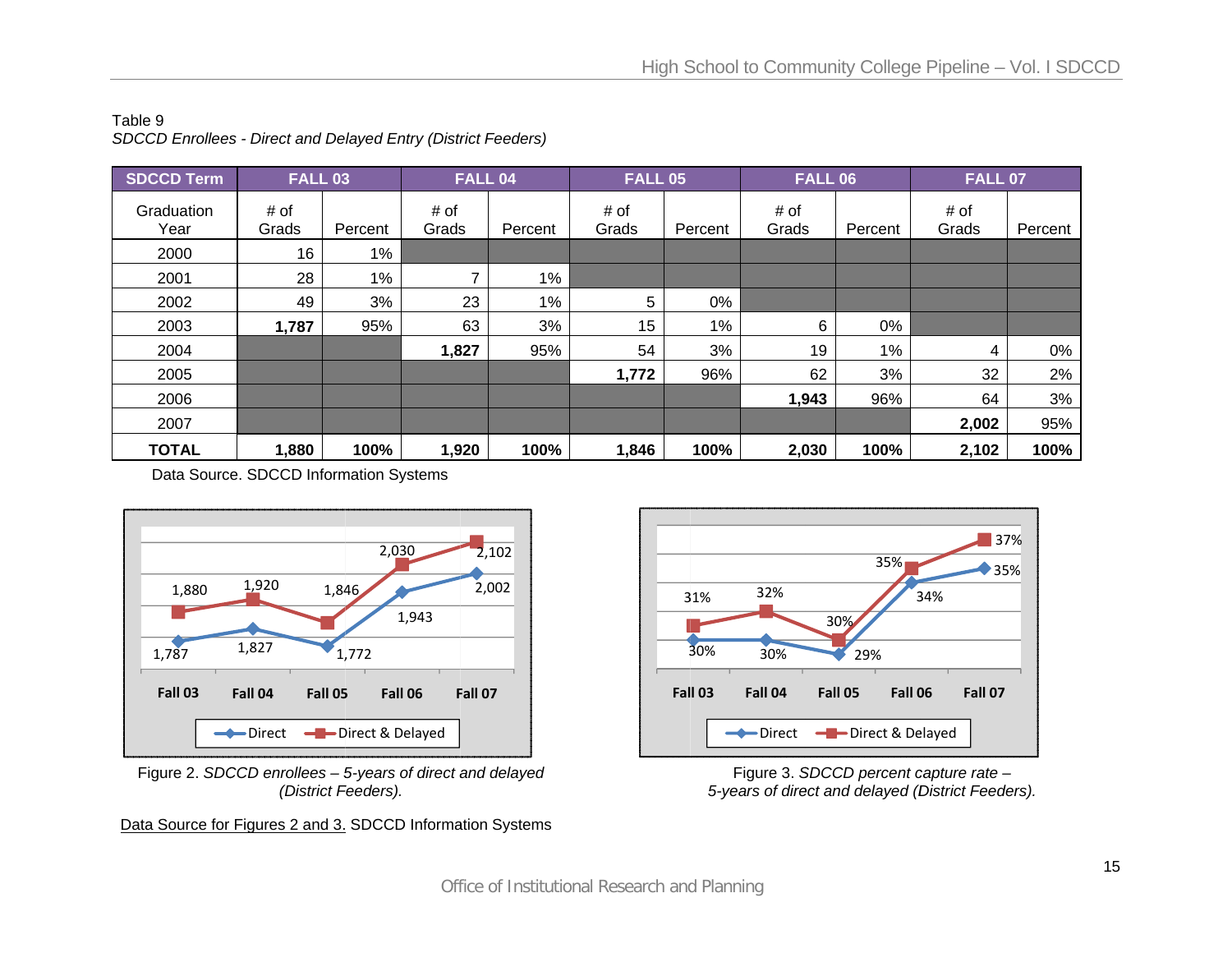Table 9

*SDCCD Enrollees - Direct and Delayed Entry (District Feeders)*

| SDCCD Term | FALL 03 | | FALL 04 | | FALL 05 | | FALL 06 | | FALL 07 | |
|---|---|---|---|---|---|---|---|---|---|---|
| Graduation Year | # of Grads | Percent | # of Grads | Percent | # of Grads | Percent | # of Grads | Percent | # of Grads | Percent |
| 2000 | 16 | 1% | | | | | | | | |
| 2001 | 28 | 1% | 7 | 1% | | | | | | |
| 2002 | 49 | 3% | 23 | 1% | 5 | 0% | | | | |
| 2003 | **1,787** | 95% | 63 | 3% | 15 | 1% | 6 | 0% | | |
| 2004 | | | **1,827** | 95% | 54 | 3% | 19 | 1% | 4 | 0% |
| 2005 | | | | | **1,772** | 96% | 62 | 3% | 32 | 2% |
| 2006 | | | | | | | **1,943** | 96% | 64 | 3% |
| 2007 | | | | | | | | | **2,002** | 95% |
| **TOTAL** | **1,880** | **100%** | **1,920** | **100%** | **1,846** | **100%** | **2,030** | **100%** | **2,102** | **100%** |

Data Source. SDCCD Information Systems

Figure 2. *SDCCD enrollees – 5-years of direct and delayed (District Feeders).*

Figure 3. *SDCCD percent capture rate – 5-years of direct and delayed (District Feeders).*

Data Source for Figures 2 and 3. SDCCD Information Systems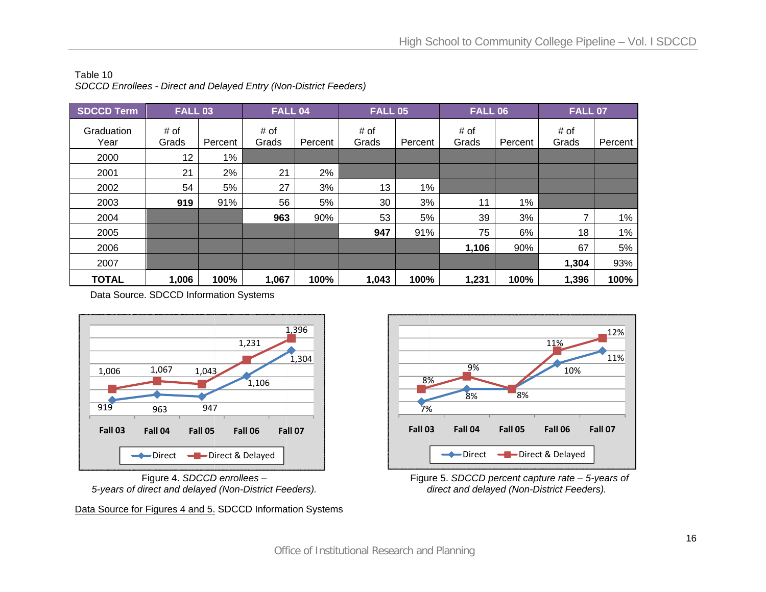Table 10

*SDCCD Enrollees - Direct and Delayed Entry (Non-District Feeders)*

| SDCCD Term | FALL 03 | | FALL 04 | | FALL 05 | | FALL 06 | | FALL 07 | |
|---|---|---|---|---|---|---|---|---|---|---|
| Graduation Year | # of Grads | Percent | # of Grads | Percent | # of Grads | Percent | # of Grads | Percent | # of Grads | Percent |
| 2000 | 12 | 1% | | | | | | | | |
| 2001 | 21 | 2% | 21 | 2% | | | | | | |
| 2002 | 54 | 5% | 27 | 3% | 13 | 1% | | | | |
| 2003 | **919** | 91% | 56 | 5% | 30 | 3% | 11 | 1% | | |
| 2004 | | | **963** | 90% | 53 | 5% | 39 | 3% | 7 | 1% |
| 2005 | | | | | **947** | 91% | 75 | 6% | 18 | 1% |
| 2006 | | | | | | | **1,106** | 90% | 67 | 5% |
| 2007 | | | | | | | | | **1,304** | 93% |
| **TOTAL** | **1,006** | **100%** | **1,067** | **100%** | **1,043** | **100%** | **1,231** | **100%** | **1,396** | **100%** |

Data Source. SDCCD Information Systems

Figure 4. *SDCCD enrollees – 5-years of direct and delayed (Non-District Feeders).*

Figure 5. *SDCCD percent capture rate – 5-years of direct and delayed (Non-District Feeders).*

Data Source for Figures 4 and 5. SDCCD Information Systems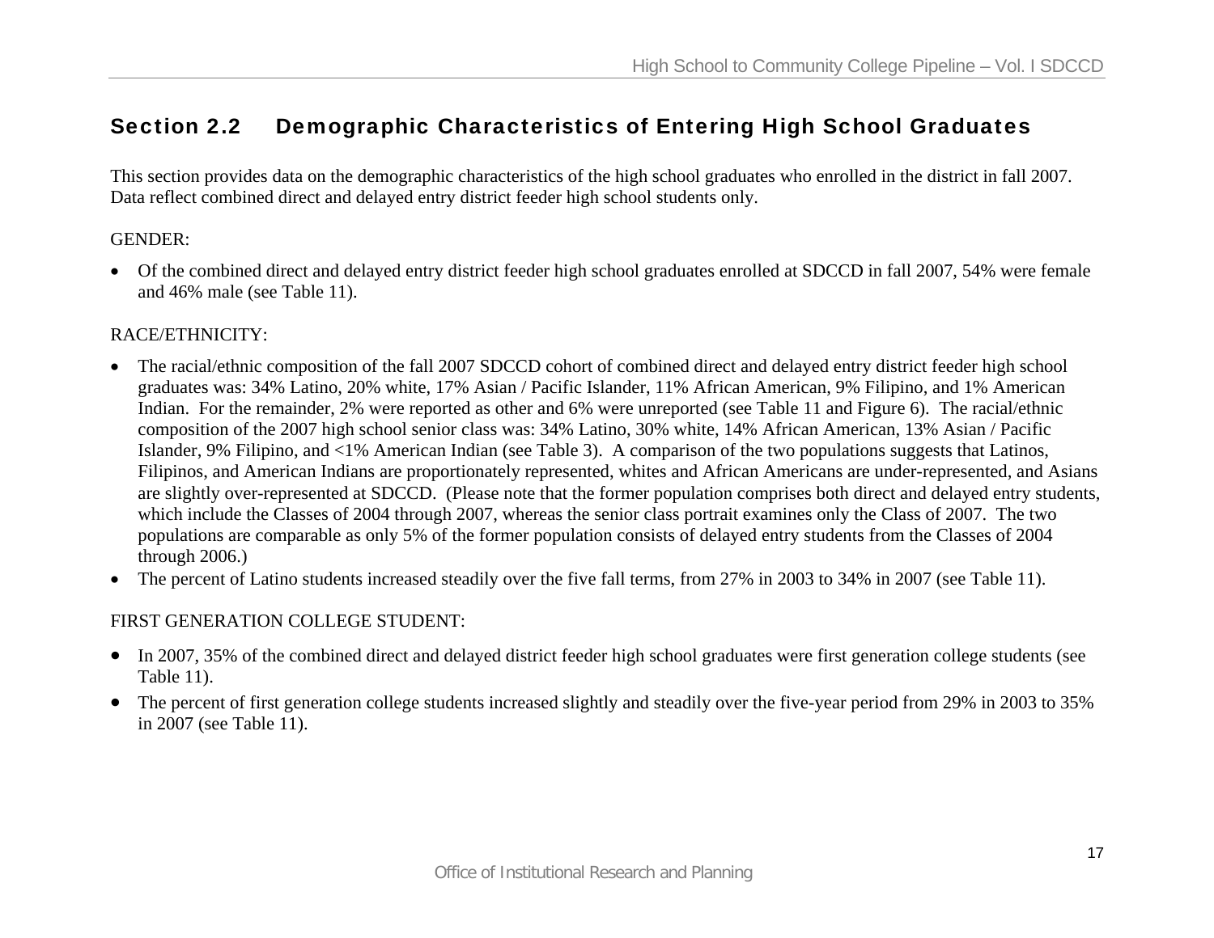## Section 2.2 Demographic Characteristics of Entering High School Graduates

This section provides data on the demographic characteristics of the high school graduates who enrolled in the district in fall 2007. Data reflect combined direct and delayed entry district feeder high school students only.

GENDER:

- Of the combined direct and delayed entry district feeder high school graduates enrolled at SDCCD in fall 2007, 54% were female and 46% male (see Table 11).

RACE/ETHNICITY:

- The racial/ethnic composition of the fall 2007 SDCCD cohort of combined direct and delayed entry district feeder high school graduates was: 34% Latino, 20% white, 17% Asian / Pacific Islander, 11% African American, 9% Filipino, and 1% American Indian. For the remainder, 2% were reported as other and 6% were unreported (see Table 11 and Figure 6). The racial/ethnic composition of the 2007 high school senior class was: 34% Latino, 30% white, 14% African American, 13% Asian / Pacific Islander, 9% Filipino, and <1% American Indian (see Table 3). A comparison of the two populations suggests that Latinos, Filipinos, and American Indians are proportionately represented, whites and African Americans are under-represented, and Asians are slightly over-represented at SDCCD. (Please note that the former population comprises both direct and delayed entry students, which include the Classes of 2004 through 2007, whereas the senior class portrait examines only the Class of 2007. The two populations are comparable as only 5% of the former population consists of delayed entry students from the Classes of 2004 through 2006.)
- The percent of Latino students increased steadily over the five fall terms, from 27% in 2003 to 34% in 2007 (see Table 11).

FIRST GENERATION COLLEGE STUDENT:

- In 2007, 35% of the combined direct and delayed district feeder high school graduates were first generation college students (see Table 11).
- The percent of first generation college students increased slightly and steadily over the five-year period from 29% in 2003 to 35% in 2007 (see Table 11).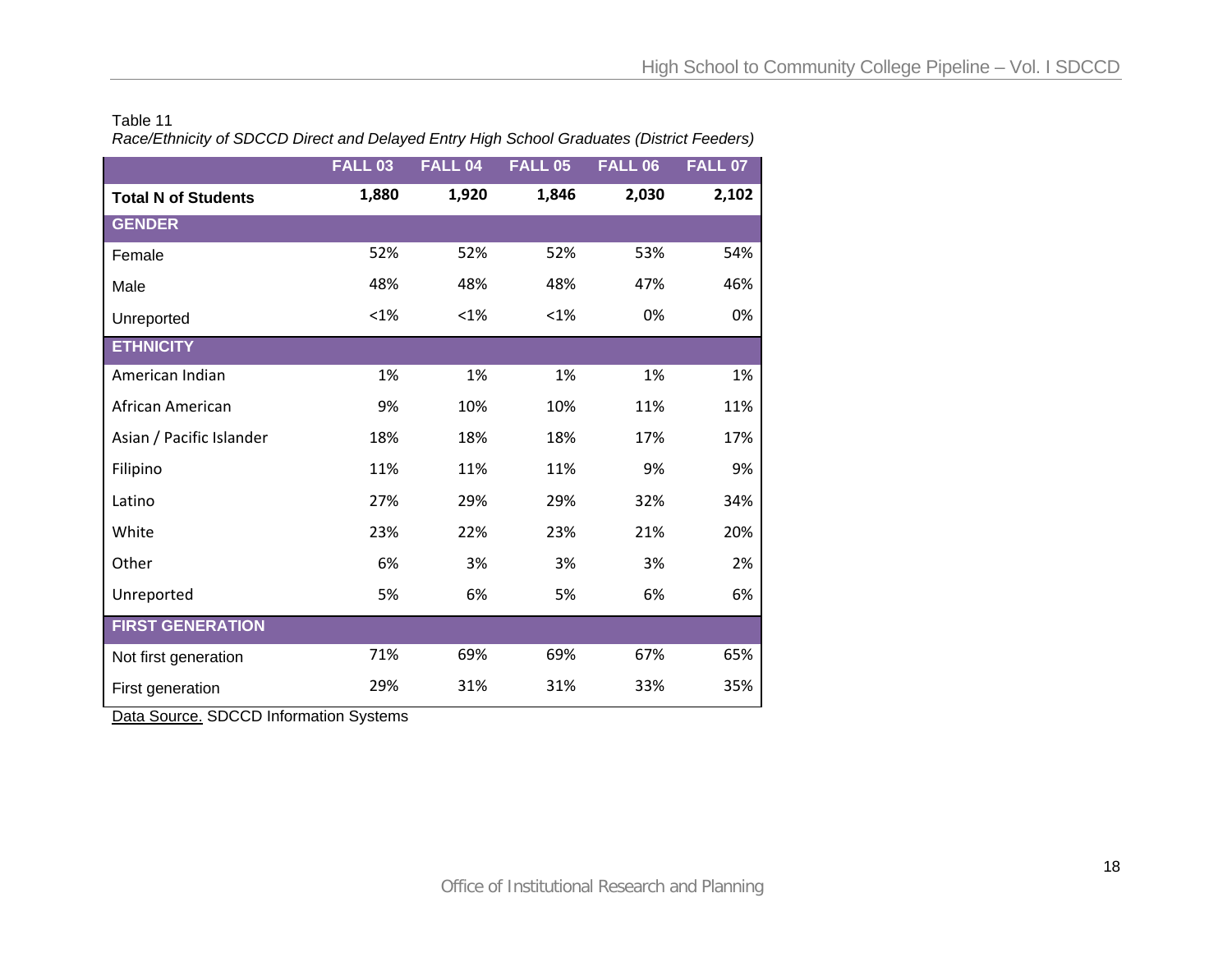Table 11

*Race/Ethnicity of SDCCD Direct and Delayed Entry High School Graduates (District Feeders)*

| | FALL 03 | FALL 04 | FALL 05 | FALL 06 | FALL 07 |
|---|---|---|---|---|---|
| **Total N of Students** | **1,880** | **1,920** | **1,846** | **2,030** | **2,102** |
| **GENDER** | | | | | |
| Female | 52% | 52% | 52% | 53% | 54% |
| Male | 48% | 48% | 48% | 47% | 46% |
| Unreported | <1% | <1% | <1% | 0% | 0% |
| **ETHNICITY** | | | | | |
| American Indian | 1% | 1% | 1% | 1% | 1% |
| African American | 9% | 10% | 10% | 11% | 11% |
| Asian / Pacific Islander | 18% | 18% | 18% | 17% | 17% |
| Filipino | 11% | 11% | 11% | 9% | 9% |
| Latino | 27% | 29% | 29% | 32% | 34% |
| White | 23% | 22% | 23% | 21% | 20% |
| Other | 6% | 3% | 3% | 3% | 2% |
| Unreported | 5% | 6% | 5% | 6% | 6% |
| **FIRST GENERATION** | | | | | |
| Not first generation | 71% | 69% | 69% | 67% | 65% |
| First generation | 29% | 31% | 31% | 33% | 35% |

Data Source. SDCCD Information Systems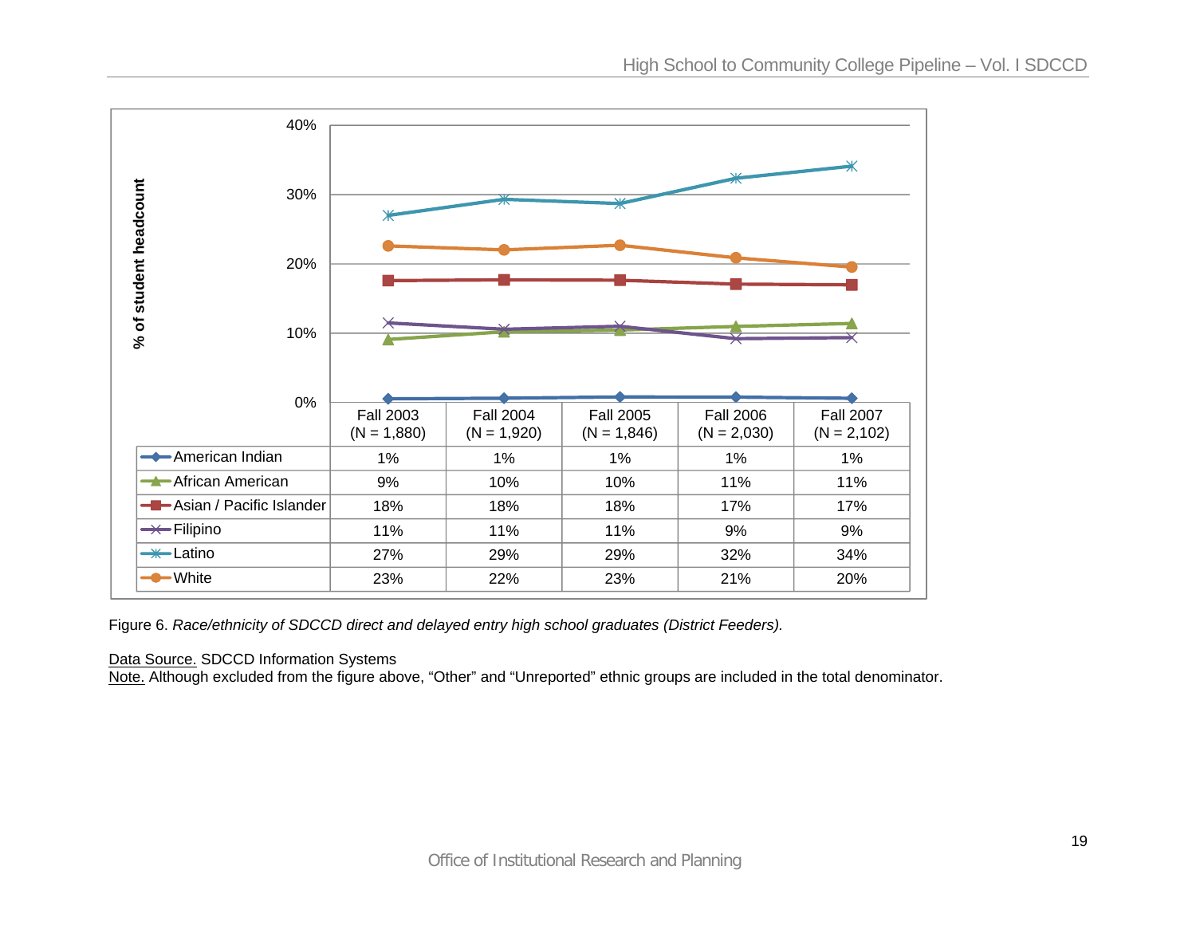| | Fall 2003 (N = 1,880) | Fall 2004 (N = 1,920) | Fall 2005 (N = 1,846) | Fall 2006 (N = 2,030) | Fall 2007 (N = 2,102) |
|---|---|---|---|---|---|
| American Indian | 1% | 1% | 1% | 1% | 1% |
| African American | 9% | 10% | 10% | 11% | 11% |
| Asian / Pacific Islander | 18% | 18% | 18% | 17% | 17% |
| Filipino | 11% | 11% | 11% | 9% | 9% |
| Latino | 27% | 29% | 29% | 32% | 34% |
| White | 23% | 22% | 23% | 21% | 20% |

Figure 6. *Race/ethnicity of SDCCD direct and delayed entry high school graduates (District Feeders).*

Data Source. SDCCD Information Systems
Note. Although excluded from the figure above, “Other” and “Unreported” ethnic groups are included in the total denominator.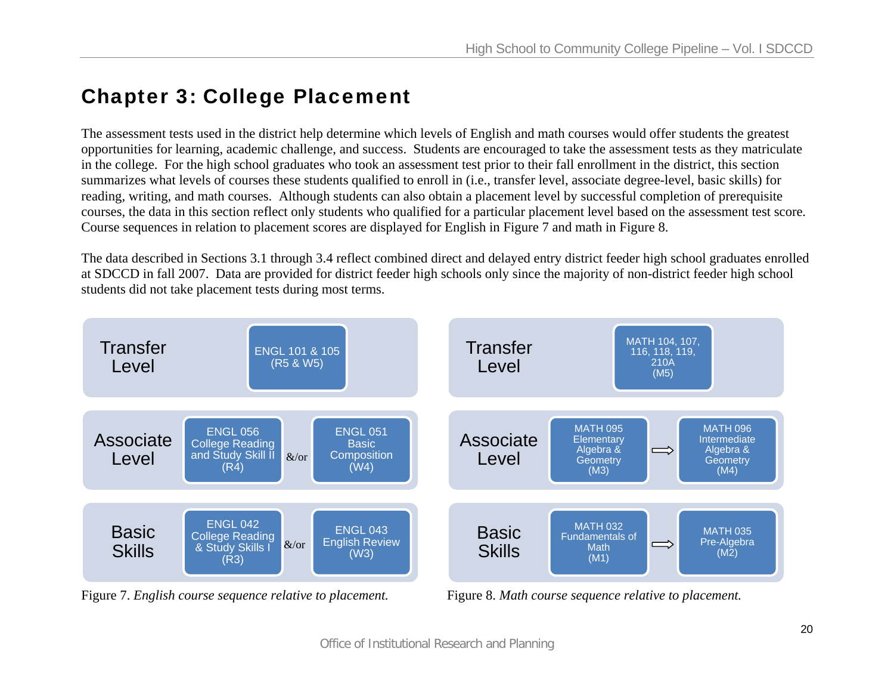# Chapter 3: College Placement

The assessment tests used in the district help determine which levels of English and math courses would offer students the greatest opportunities for learning, academic challenge, and success. Students are encouraged to take the assessment tests as they matriculate in the college. For the high school graduates who took an assessment test prior to their fall enrollment in the district, this section summarizes what levels of courses these students qualified to enroll in (i.e., transfer level, associate degree-level, basic skills) for reading, writing, and math courses. Although students can also obtain a placement level by successful completion of prerequisite courses, the data in this section reflect only students who qualified for a particular placement level based on the assessment test score. Course sequences in relation to placement scores are displayed for English in Figure 7 and math in Figure 8.

The data described in Sections 3.1 through 3.4 reflect combined direct and delayed entry district feeder high school graduates enrolled at SDCCD in fall 2007. Data are provided for district feeder high schools only since the majority of non-district feeder high school students did not take placement tests during most terms.

| Level | English Course(s) | | |
|---|---|---|---|
| Transfer Level | ENGL 101 & 105 (R5 & W5) | | |
| Associate Level | ENGL 056 College Reading and Study Skill II (R4) | &/or | ENGL 051 Basic Composition (W4) |
| Basic Skills | ENGL 042 College Reading & Study Skills I (R3) | &/or | ENGL 043 English Review (W3) |

Figure 7. *English course sequence relative to placement.*

| Level | Math Course(s) | | |
|---|---|---|---|
| Transfer Level | MATH 104, 107, 116, 118, 119, 210A (M5) | | |
| Associate Level | MATH 095 Elementary Algebra & Geometry (M3) | ⇒ | MATH 096 Intermediate Algebra & Geometry (M4) |
| Basic Skills | MATH 032 Fundamentals of Math (M1) | ⇒ | MATH 035 Pre-Algebra (M2) |

Figure 8. *Math course sequence relative to placement.*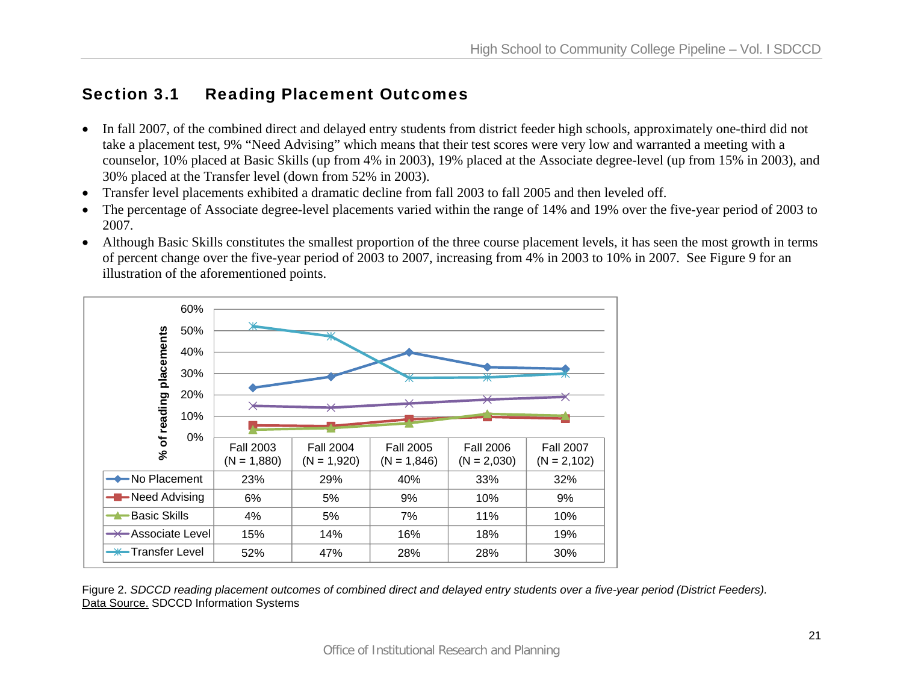## Section 3.1 Reading Placement Outcomes

- In fall 2007, of the combined direct and delayed entry students from district feeder high schools, approximately one-third did not take a placement test, 9% "Need Advising" which means that their test scores were very low and warranted a meeting with a counselor, 10% placed at Basic Skills (up from 4% in 2003), 19% placed at the Associate degree-level (up from 15% in 2003), and 30% placed at the Transfer level (down from 52% in 2003).
- Transfer level placements exhibited a dramatic decline from fall 2003 to fall 2005 and then leveled off.
- The percentage of Associate degree-level placements varied within the range of 14% and 19% over the five-year period of 2003 to 2007.
- Although Basic Skills constitutes the smallest proportion of the three course placement levels, it has seen the most growth in terms of percent change over the five-year period of 2003 to 2007, increasing from 4% in 2003 to 10% in 2007. See Figure 9 for an illustration of the aforementioned points.

| | Fall 2003 (N = 1,880) | Fall 2004 (N = 1,920) | Fall 2005 (N = 1,846) | Fall 2006 (N = 2,030) | Fall 2007 (N = 2,102) |
|---|---|---|---|---|---|
| No Placement | 23% | 29% | 40% | 33% | 32% |
| Need Advising | 6% | 5% | 9% | 10% | 9% |
| Basic Skills | 4% | 5% | 7% | 11% | 10% |
| Associate Level | 15% | 14% | 16% | 18% | 19% |
| Transfer Level | 52% | 47% | 28% | 28% | 30% |

Figure 2. *SDCCD reading placement outcomes of combined direct and delayed entry students over a five-year period (District Feeders).*
Data Source. SDCCD Information Systems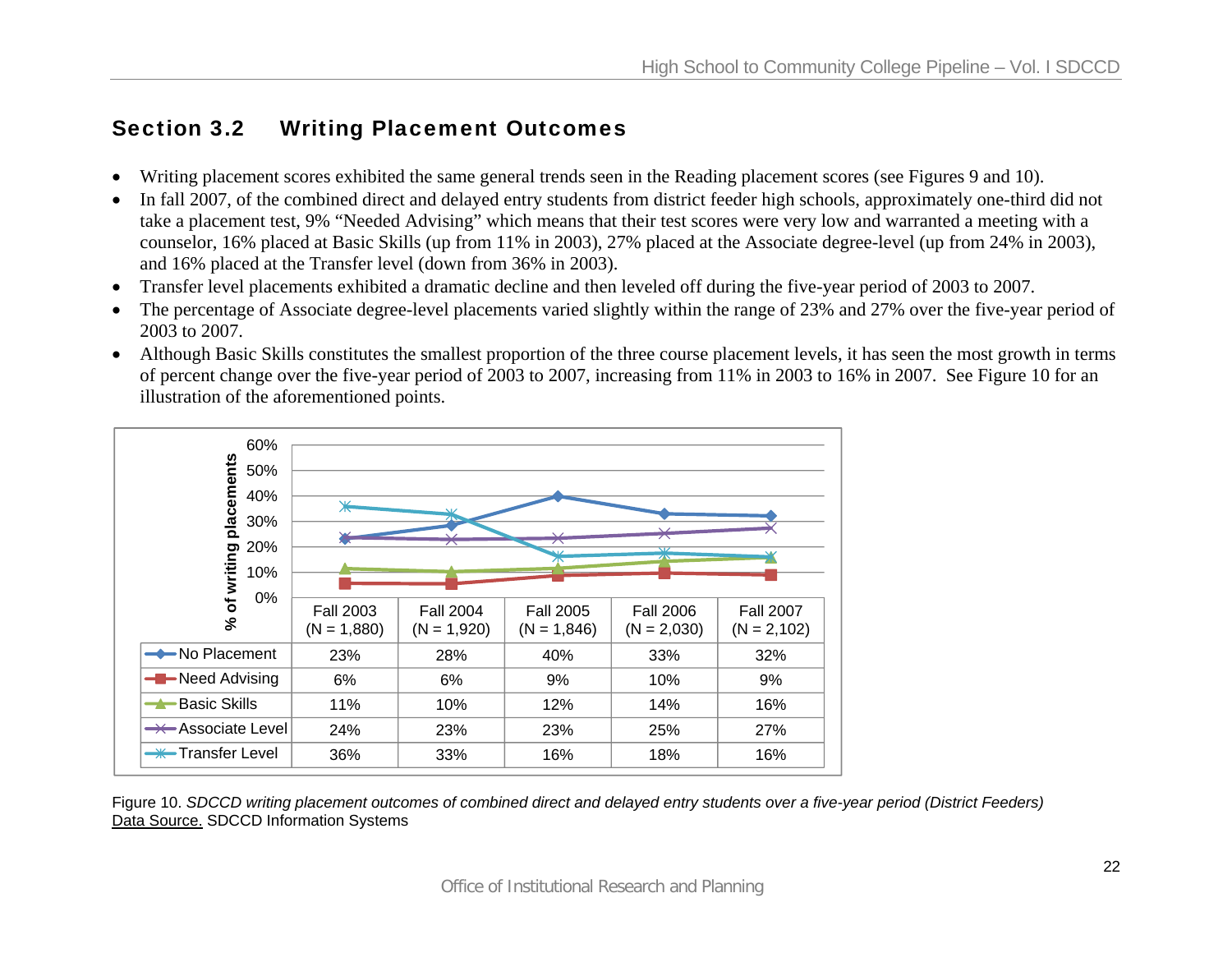## Section 3.2 Writing Placement Outcomes

- Writing placement scores exhibited the same general trends seen in the Reading placement scores (see Figures 9 and 10).
- In fall 2007, of the combined direct and delayed entry students from district feeder high schools, approximately one-third did not take a placement test, 9% "Needed Advising" which means that their test scores were very low and warranted a meeting with a counselor, 16% placed at Basic Skills (up from 11% in 2003), 27% placed at the Associate degree-level (up from 24% in 2003), and 16% placed at the Transfer level (down from 36% in 2003).
- Transfer level placements exhibited a dramatic decline and then leveled off during the five-year period of 2003 to 2007.
- The percentage of Associate degree-level placements varied slightly within the range of 23% and 27% over the five-year period of 2003 to 2007.
- Although Basic Skills constitutes the smallest proportion of the three course placement levels, it has seen the most growth in terms of percent change over the five-year period of 2003 to 2007, increasing from 11% in 2003 to 16% in 2007. See Figure 10 for an illustration of the aforementioned points.

| | Fall 2003 (N = 1,880) | Fall 2004 (N = 1,920) | Fall 2005 (N = 1,846) | Fall 2006 (N = 2,030) | Fall 2007 (N = 2,102) |
|---|---|---|---|---|---|
| No Placement | 23% | 28% | 40% | 33% | 32% |
| Need Advising | 6% | 6% | 9% | 10% | 9% |
| Basic Skills | 11% | 10% | 12% | 14% | 16% |
| Associate Level | 24% | 23% | 23% | 25% | 27% |
| Transfer Level | 36% | 33% | 16% | 18% | 16% |

Figure 10. *SDCCD writing placement outcomes of combined direct and delayed entry students over a five-year period (District Feeders)*
Data Source. SDCCD Information Systems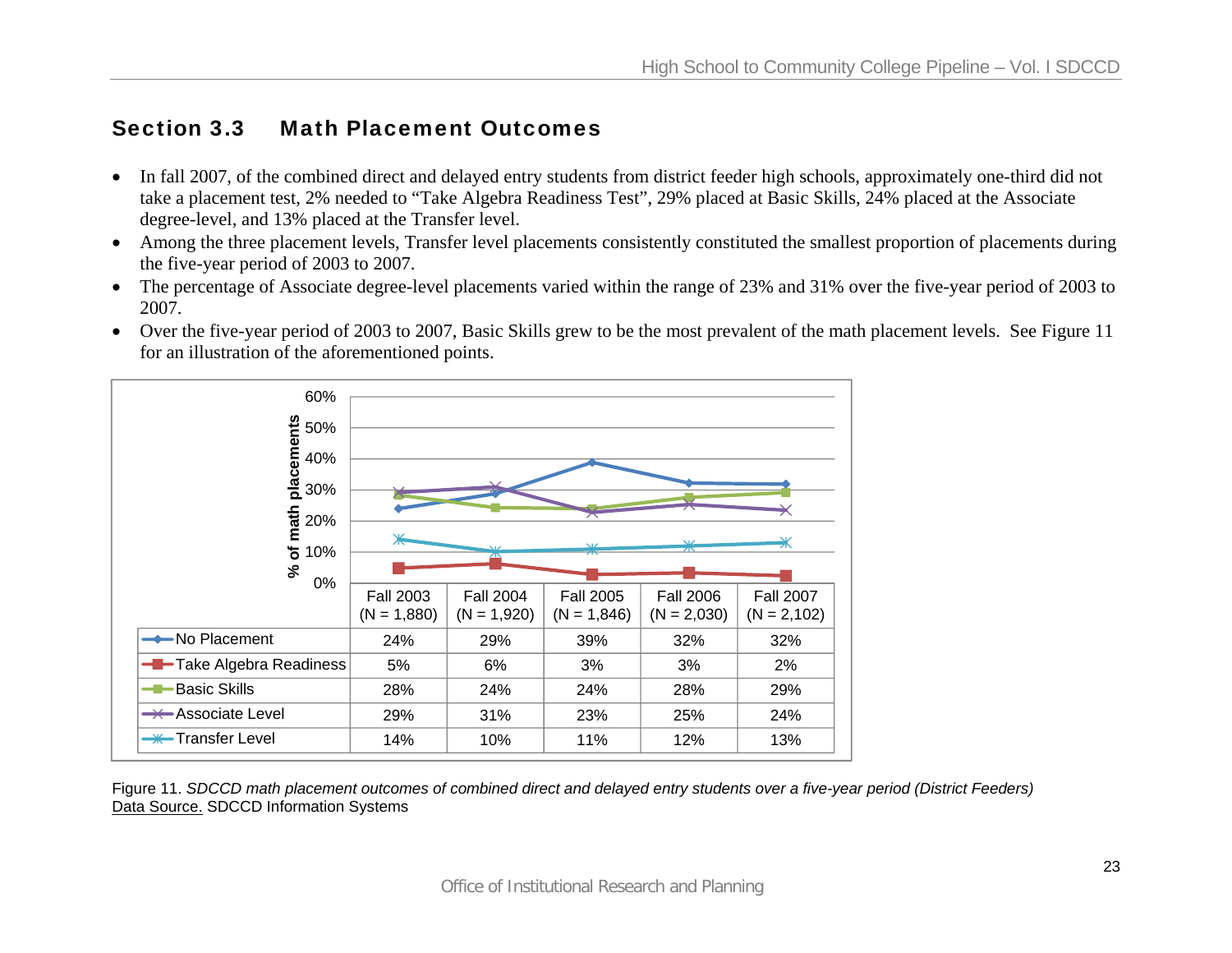## Section 3.3 Math Placement Outcomes

- In fall 2007, of the combined direct and delayed entry students from district feeder high schools, approximately one-third did not take a placement test, 2% needed to "Take Algebra Readiness Test", 29% placed at Basic Skills, 24% placed at the Associate degree-level, and 13% placed at the Transfer level.
- Among the three placement levels, Transfer level placements consistently constituted the smallest proportion of placements during the five-year period of 2003 to 2007.
- The percentage of Associate degree-level placements varied within the range of 23% and 31% over the five-year period of 2003 to 2007.
- Over the five-year period of 2003 to 2007, Basic Skills grew to be the most prevalent of the math placement levels. See Figure 11 for an illustration of the aforementioned points.

| | Fall 2003 (N = 1,880) | Fall 2004 (N = 1,920) | Fall 2005 (N = 1,846) | Fall 2006 (N = 2,030) | Fall 2007 (N = 2,102) |
|---|---|---|---|---|---|
| No Placement | 24% | 29% | 39% | 32% | 32% |
| Take Algebra Readiness | 5% | 6% | 3% | 3% | 2% |
| Basic Skills | 28% | 24% | 24% | 28% | 29% |
| Associate Level | 29% | 31% | 23% | 25% | 24% |
| Transfer Level | 14% | 10% | 11% | 12% | 13% |

Figure 11. *SDCCD math placement outcomes of combined direct and delayed entry students over a five-year period (District Feeders)*
Data Source. SDCCD Information Systems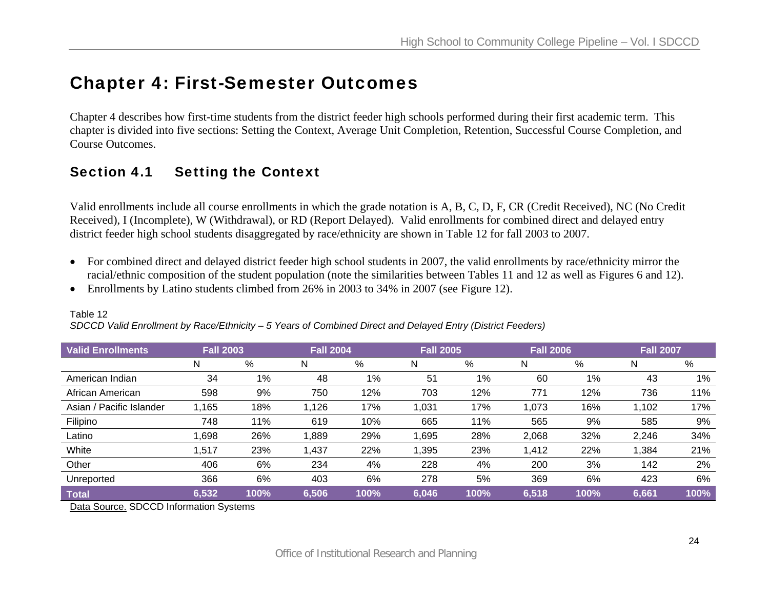# Chapter 4: First-Semester Outcomes

Chapter 4 describes how first-time students from the district feeder high schools performed during their first academic term. This chapter is divided into five sections: Setting the Context, Average Unit Completion, Retention, Successful Course Completion, and Course Outcomes.

## Section 4.1 Setting the Context

Valid enrollments include all course enrollments in which the grade notation is A, B, C, D, F, CR (Credit Received), NC (No Credit Received), I (Incomplete), W (Withdrawal), or RD (Report Delayed). Valid enrollments for combined direct and delayed entry district feeder high school students disaggregated by race/ethnicity are shown in Table 12 for fall 2003 to 2007.

- For combined direct and delayed district feeder high school students in 2007, the valid enrollments by race/ethnicity mirror the racial/ethnic composition of the student population (note the similarities between Tables 11 and 12 as well as Figures 6 and 12).
- Enrollments by Latino students climbed from 26% in 2003 to 34% in 2007 (see Figure 12).

Table 12

*SDCCD Valid Enrollment by Race/Ethnicity – 5 Years of Combined Direct and Delayed Entry (District Feeders)*

| Valid Enrollments | Fall 2003 | | Fall 2004 | | Fall 2005 | | Fall 2006 | | Fall 2007 | |
|---|---|---|---|---|---|---|---|---|---|---|
| | N | % | N | % | N | % | N | % | N | % |
| American Indian | 34 | 1% | 48 | 1% | 51 | 1% | 60 | 1% | 43 | 1% |
| African American | 598 | 9% | 750 | 12% | 703 | 12% | 771 | 12% | 736 | 11% |
| Asian / Pacific Islander | 1,165 | 18% | 1,126 | 17% | 1,031 | 17% | 1,073 | 16% | 1,102 | 17% |
| Filipino | 748 | 11% | 619 | 10% | 665 | 11% | 565 | 9% | 585 | 9% |
| Latino | 1,698 | 26% | 1,889 | 29% | 1,695 | 28% | 2,068 | 32% | 2,246 | 34% |
| White | 1,517 | 23% | 1,437 | 22% | 1,395 | 23% | 1,412 | 22% | 1,384 | 21% |
| Other | 406 | 6% | 234 | 4% | 228 | 4% | 200 | 3% | 142 | 2% |
| Unreported | 366 | 6% | 403 | 6% | 278 | 5% | 369 | 6% | 423 | 6% |
| **Total** | **6,532** | **100%** | **6,506** | **100%** | **6,046** | **100%** | **6,518** | **100%** | **6,661** | **100%** |

Data Source. SDCCD Information Systems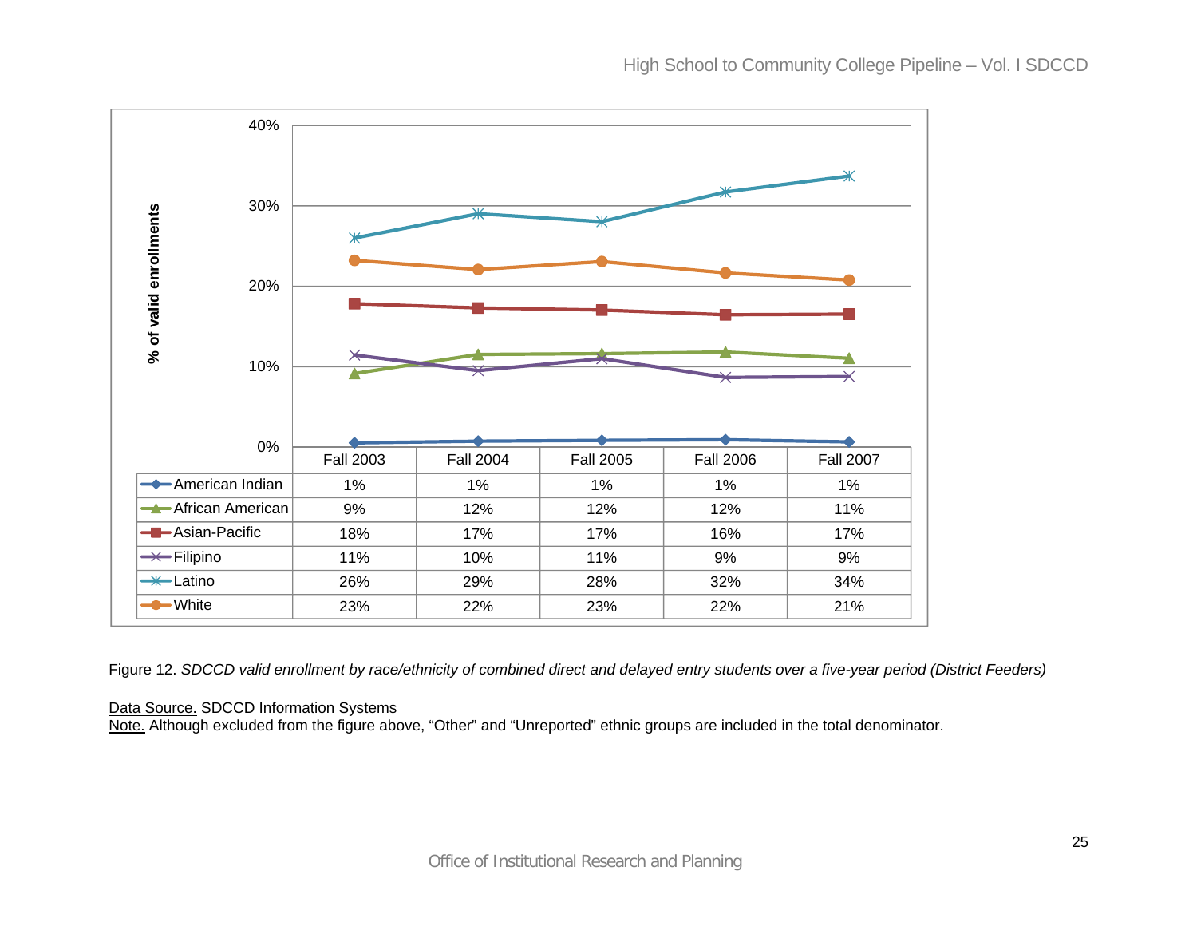| | Fall 2003 | Fall 2004 | Fall 2005 | Fall 2006 | Fall 2007 |
|---|---|---|---|---|---|
| American Indian | 1% | 1% | 1% | 1% | 1% |
| African American | 9% | 12% | 12% | 12% | 11% |
| Asian-Pacific | 18% | 17% | 17% | 16% | 17% |
| Filipino | 11% | 10% | 11% | 9% | 9% |
| Latino | 26% | 29% | 28% | 32% | 34% |
| White | 23% | 22% | 23% | 22% | 21% |

Figure 12. *SDCCD valid enrollment by race/ethnicity of combined direct and delayed entry students over a five-year period (District Feeders)*

Data Source. SDCCD Information Systems
Note. Although excluded from the figure above, "Other" and "Unreported" ethnic groups are included in the total denominator.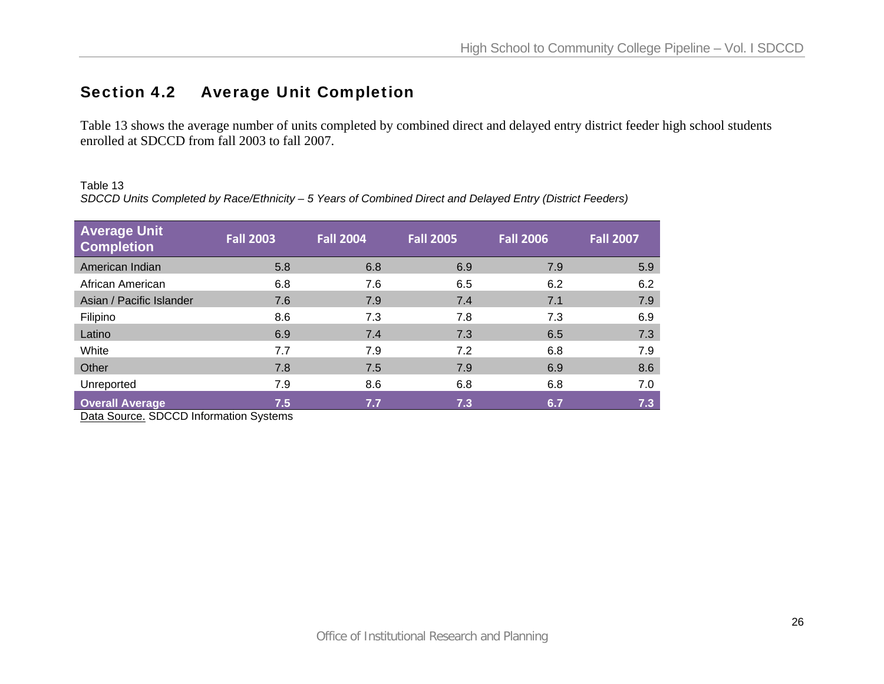## Section 4.2 Average Unit Completion

Table 13 shows the average number of units completed by combined direct and delayed entry district feeder high school students enrolled at SDCCD from fall 2003 to fall 2007.

Table 13

*SDCCD Units Completed by Race/Ethnicity – 5 Years of Combined Direct and Delayed Entry (District Feeders)*

| Average Unit Completion | Fall 2003 | Fall 2004 | Fall 2005 | Fall 2006 | Fall 2007 |
|---|---|---|---|---|---|
| American Indian | 5.8 | 6.8 | 6.9 | 7.9 | 5.9 |
| African American | 6.8 | 7.6 | 6.5 | 6.2 | 6.2 |
| Asian / Pacific Islander | 7.6 | 7.9 | 7.4 | 7.1 | 7.9 |
| Filipino | 8.6 | 7.3 | 7.8 | 7.3 | 6.9 |
| Latino | 6.9 | 7.4 | 7.3 | 6.5 | 7.3 |
| White | 7.7 | 7.9 | 7.2 | 6.8 | 7.9 |
| Other | 7.8 | 7.5 | 7.9 | 6.9 | 8.6 |
| Unreported | 7.9 | 8.6 | 6.8 | 6.8 | 7.0 |
| **Overall Average** | **7.5** | **7.7** | **7.3** | **6.7** | **7.3** |

Data Source. SDCCD Information Systems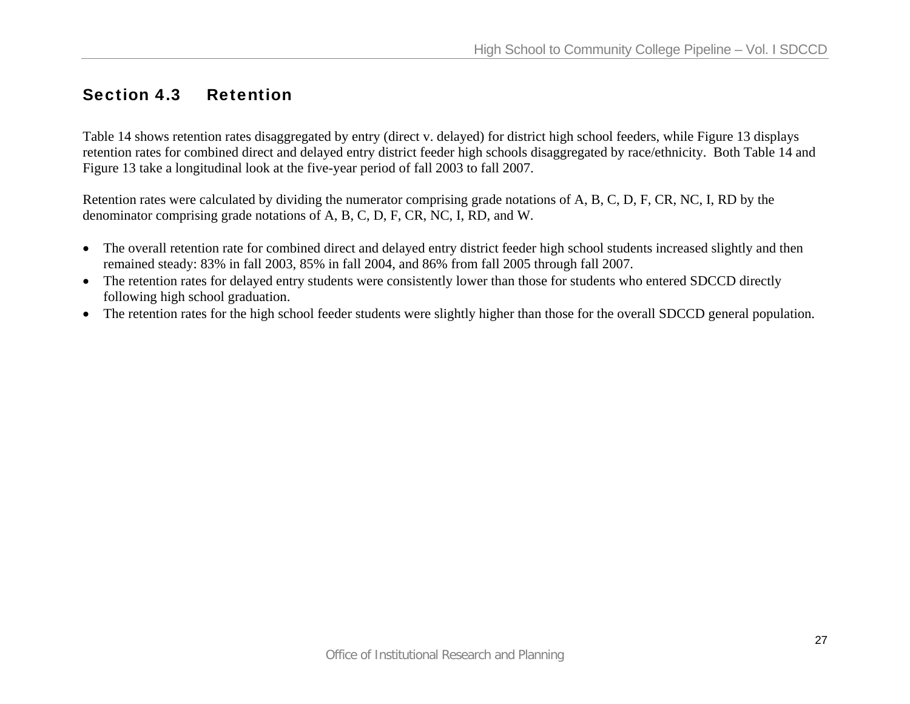## Section 4.3 Retention

Table 14 shows retention rates disaggregated by entry (direct v. delayed) for district high school feeders, while Figure 13 displays retention rates for combined direct and delayed entry district feeder high schools disaggregated by race/ethnicity. Both Table 14 and Figure 13 take a longitudinal look at the five-year period of fall 2003 to fall 2007.

Retention rates were calculated by dividing the numerator comprising grade notations of A, B, C, D, F, CR, NC, I, RD by the denominator comprising grade notations of A, B, C, D, F, CR, NC, I, RD, and W.

- The overall retention rate for combined direct and delayed entry district feeder high school students increased slightly and then remained steady: 83% in fall 2003, 85% in fall 2004, and 86% from fall 2005 through fall 2007.
- The retention rates for delayed entry students were consistently lower than those for students who entered SDCCD directly following high school graduation.
- The retention rates for the high school feeder students were slightly higher than those for the overall SDCCD general population.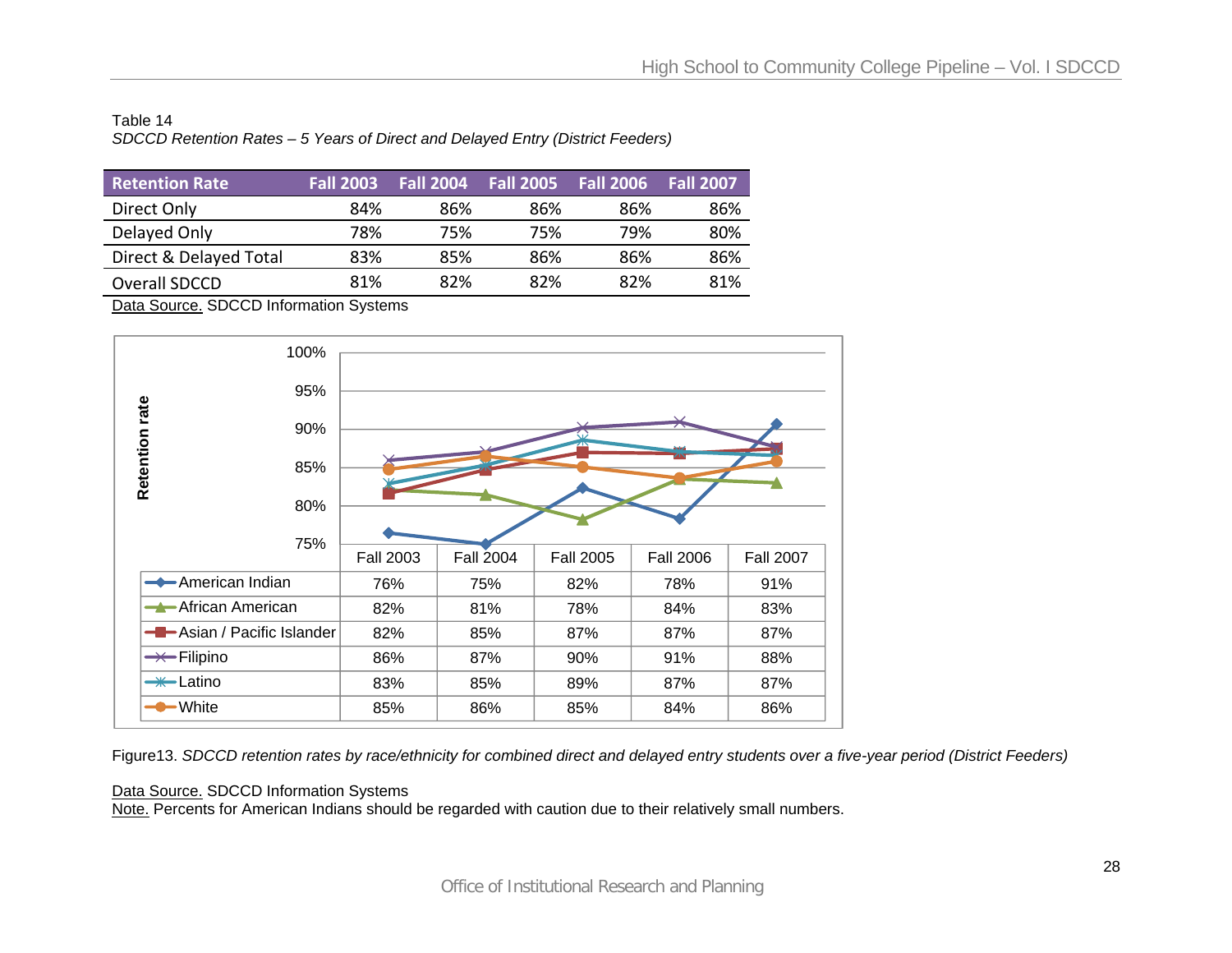Table 14

*SDCCD Retention Rates – 5 Years of Direct and Delayed Entry (District Feeders)*

| Retention Rate | Fall 2003 | Fall 2004 | Fall 2005 | Fall 2006 | Fall 2007 |
|---|---|---|---|---|---|
| Direct Only | 84% | 86% | 86% | 86% | 86% |
| Delayed Only | 78% | 75% | 75% | 79% | 80% |
| Direct & Delayed Total | 83% | 85% | 86% | 86% | 86% |
| Overall SDCCD | 81% | 82% | 82% | 82% | 81% |

Data Source. SDCCD Information Systems

| | Fall 2003 | Fall 2004 | Fall 2005 | Fall 2006 | Fall 2007 |
|---|---|---|---|---|---|
| American Indian | 76% | 75% | 82% | 78% | 91% |
| African American | 82% | 81% | 78% | 84% | 83% |
| Asian / Pacific Islander | 82% | 85% | 87% | 87% | 87% |
| Filipino | 86% | 87% | 90% | 91% | 88% |
| Latino | 83% | 85% | 89% | 87% | 87% |
| White | 85% | 86% | 85% | 84% | 86% |

Figure13. *SDCCD retention rates by race/ethnicity for combined direct and delayed entry students over a five-year period (District Feeders)*

Data Source. SDCCD Information Systems

Note. Percents for American Indians should be regarded with caution due to their relatively small numbers.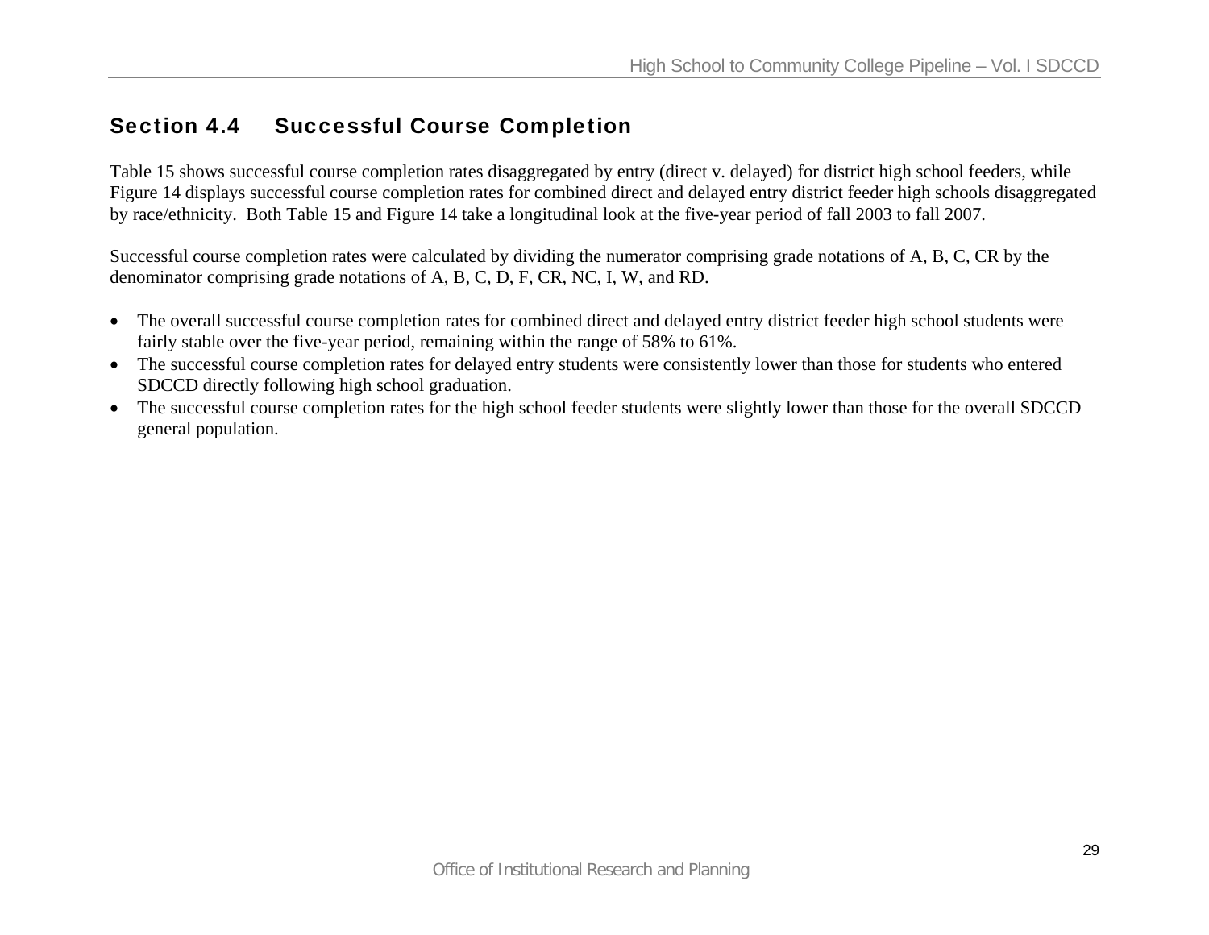## Section 4.4 Successful Course Completion

Table 15 shows successful course completion rates disaggregated by entry (direct v. delayed) for district high school feeders, while Figure 14 displays successful course completion rates for combined direct and delayed entry district feeder high schools disaggregated by race/ethnicity. Both Table 15 and Figure 14 take a longitudinal look at the five-year period of fall 2003 to fall 2007.

Successful course completion rates were calculated by dividing the numerator comprising grade notations of A, B, C, CR by the denominator comprising grade notations of A, B, C, D, F, CR, NC, I, W, and RD.

- The overall successful course completion rates for combined direct and delayed entry district feeder high school students were fairly stable over the five-year period, remaining within the range of 58% to 61%.
- The successful course completion rates for delayed entry students were consistently lower than those for students who entered SDCCD directly following high school graduation.
- The successful course completion rates for the high school feeder students were slightly lower than those for the overall SDCCD general population.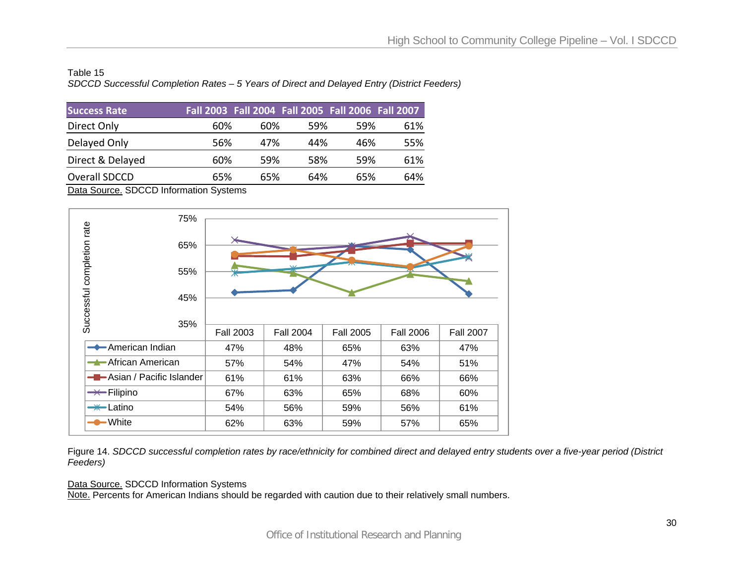Table 15

*SDCCD Successful Completion Rates – 5 Years of Direct and Delayed Entry (District Feeders)*

| Success Rate | Fall 2003 | Fall 2004 | Fall 2005 | Fall 2006 | Fall 2007 |
|---|---|---|---|---|---|
| Direct Only | 60% | 60% | 59% | 59% | 61% |
| Delayed Only | 56% | 47% | 44% | 46% | 55% |
| Direct & Delayed | 60% | 59% | 58% | 59% | 61% |
| Overall SDCCD | 65% | 65% | 64% | 65% | 64% |

Data Source. SDCCD Information Systems

| | Fall 2003 | Fall 2004 | Fall 2005 | Fall 2006 | Fall 2007 |
|---|---|---|---|---|---|
| American Indian | 47% | 48% | 65% | 63% | 47% |
| African American | 57% | 54% | 47% | 54% | 51% |
| Asian / Pacific Islander | 61% | 61% | 63% | 66% | 66% |
| Filipino | 67% | 63% | 65% | 68% | 60% |
| Latino | 54% | 56% | 59% | 56% | 61% |
| White | 62% | 63% | 59% | 57% | 65% |

Figure 14. *SDCCD successful completion rates by race/ethnicity for combined direct and delayed entry students over a five-year period (District Feeders)*

Data Source. SDCCD Information Systems

Note. Percents for American Indians should be regarded with caution due to their relatively small numbers.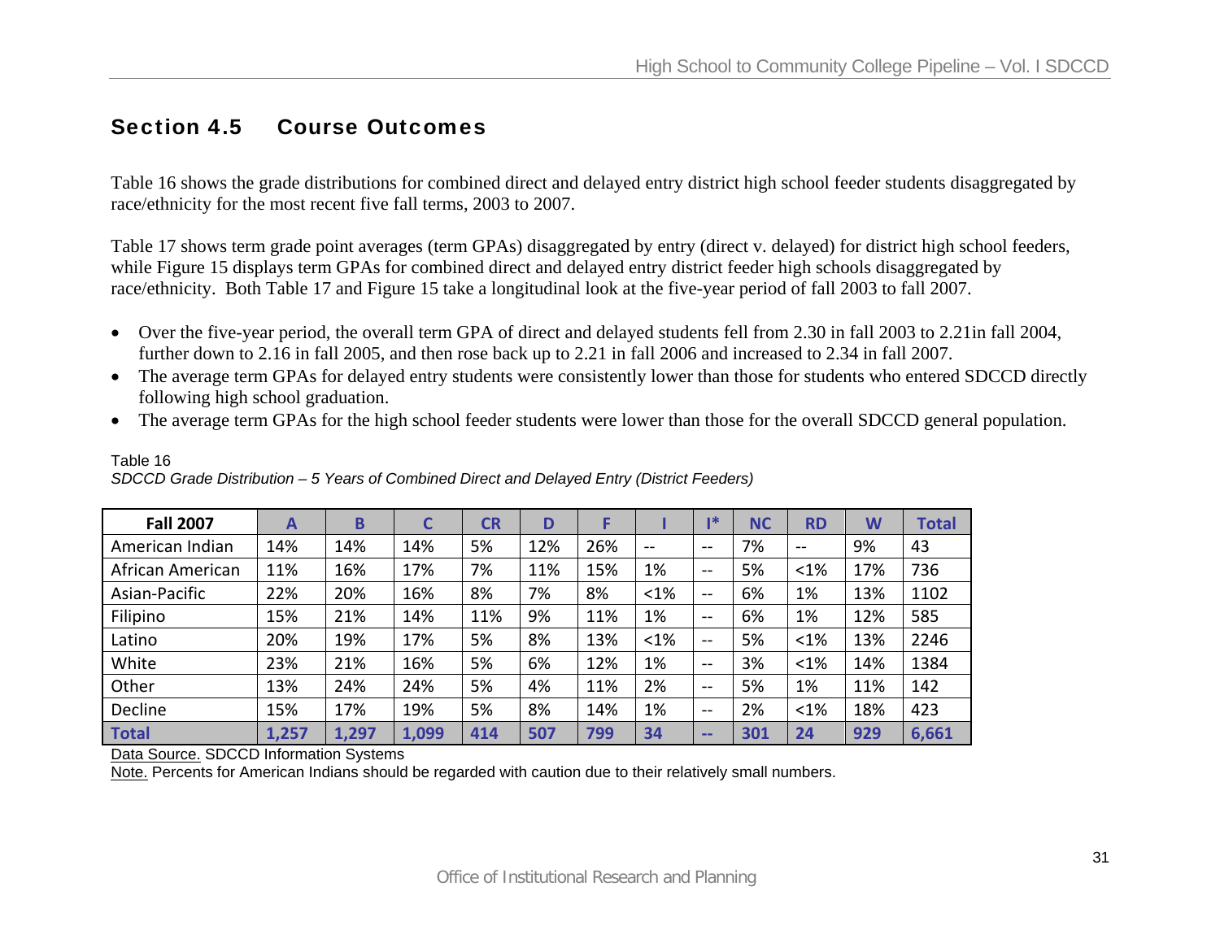## Section 4.5 Course Outcomes

Table 16 shows the grade distributions for combined direct and delayed entry district high school feeder students disaggregated by race/ethnicity for the most recent five fall terms, 2003 to 2007.

Table 17 shows term grade point averages (term GPAs) disaggregated by entry (direct v. delayed) for district high school feeders, while Figure 15 displays term GPAs for combined direct and delayed entry district feeder high schools disaggregated by race/ethnicity. Both Table 17 and Figure 15 take a longitudinal look at the five-year period of fall 2003 to fall 2007.

- Over the five-year period, the overall term GPA of direct and delayed students fell from 2.30 in fall 2003 to 2.21in fall 2004, further down to 2.16 in fall 2005, and then rose back up to 2.21 in fall 2006 and increased to 2.34 in fall 2007.
- The average term GPAs for delayed entry students were consistently lower than those for students who entered SDCCD directly following high school graduation.
- The average term GPAs for the high school feeder students were lower than those for the overall SDCCD general population.

Table 16

*SDCCD Grade Distribution – 5 Years of Combined Direct and Delayed Entry (District Feeders)*

| Fall 2007 | A | B | C | CR | D | F | I | I* | NC | RD | W | Total |
|---|---|---|---|---|---|---|---|---|---|---|---|---|
| American Indian | 14% | 14% | 14% | 5% | 12% | 26% | -- | -- | 7% | -- | 9% | 43 |
| African American | 11% | 16% | 17% | 7% | 11% | 15% | 1% | -- | 5% | <1% | 17% | 736 |
| Asian-Pacific | 22% | 20% | 16% | 8% | 7% | 8% | <1% | -- | 6% | 1% | 13% | 1102 |
| Filipino | 15% | 21% | 14% | 11% | 9% | 11% | 1% | -- | 6% | 1% | 12% | 585 |
| Latino | 20% | 19% | 17% | 5% | 8% | 13% | <1% | -- | 5% | <1% | 13% | 2246 |
| White | 23% | 21% | 16% | 5% | 6% | 12% | 1% | -- | 3% | <1% | 14% | 1384 |
| Other | 13% | 24% | 24% | 5% | 4% | 11% | 2% | -- | 5% | 1% | 11% | 142 |
| Decline | 15% | 17% | 19% | 5% | 8% | 14% | 1% | -- | 2% | <1% | 18% | 423 |
| **Total** | **1,257** | **1,297** | **1,099** | **414** | **507** | **799** | **34** | **--** | **301** | **24** | **929** | **6,661** |

Data Source. SDCCD Information Systems

Note. Percents for American Indians should be regarded with caution due to their relatively small numbers.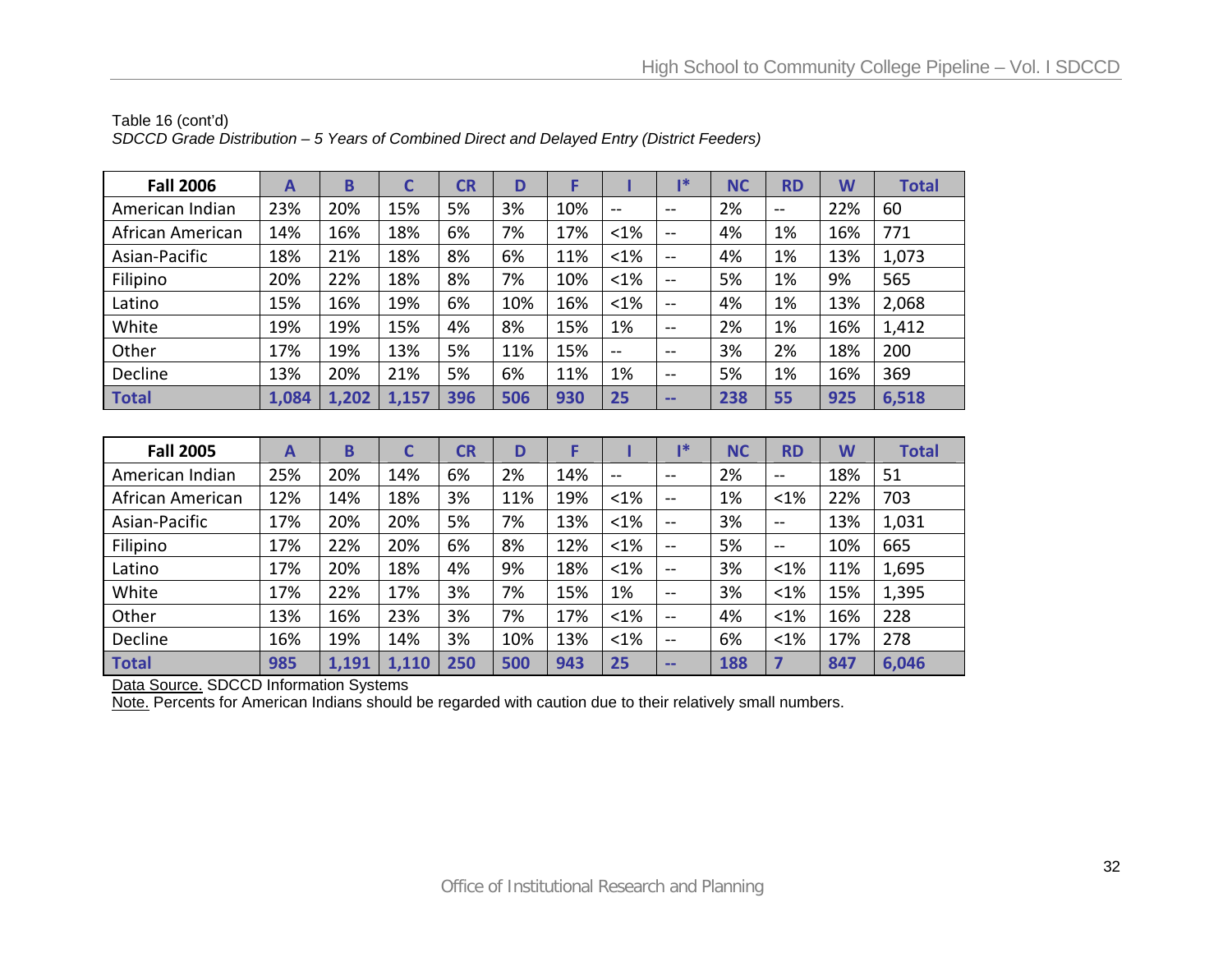Table 16 (cont'd)

*SDCCD Grade Distribution – 5 Years of Combined Direct and Delayed Entry (District Feeders)*

| Fall 2006 | A | B | C | CR | D | F | I | I* | NC | RD | W | Total |
|---|---|---|---|---|---|---|---|---|---|---|---|---|
| American Indian | 23% | 20% | 15% | 5% | 3% | 10% | -- | -- | 2% | -- | 22% | 60 |
| African American | 14% | 16% | 18% | 6% | 7% | 17% | <1% | -- | 4% | 1% | 16% | 771 |
| Asian-Pacific | 18% | 21% | 18% | 8% | 6% | 11% | <1% | -- | 4% | 1% | 13% | 1,073 |
| Filipino | 20% | 22% | 18% | 8% | 7% | 10% | <1% | -- | 5% | 1% | 9% | 565 |
| Latino | 15% | 16% | 19% | 6% | 10% | 16% | <1% | -- | 4% | 1% | 13% | 2,068 |
| White | 19% | 19% | 15% | 4% | 8% | 15% | 1% | -- | 2% | 1% | 16% | 1,412 |
| Other | 17% | 19% | 13% | 5% | 11% | 15% | -- | -- | 3% | 2% | 18% | 200 |
| Decline | 13% | 20% | 21% | 5% | 6% | 11% | 1% | -- | 5% | 1% | 16% | 369 |
| **Total** | **1,084** | **1,202** | **1,157** | **396** | **506** | **930** | **25** | **--** | **238** | **55** | **925** | **6,518** |

| Fall 2005 | A | B | C | CR | D | F | I | I* | NC | RD | W | Total |
|---|---|---|---|---|---|---|---|---|---|---|---|---|
| American Indian | 25% | 20% | 14% | 6% | 2% | 14% | -- | -- | 2% | -- | 18% | 51 |
| African American | 12% | 14% | 18% | 3% | 11% | 19% | <1% | -- | 1% | <1% | 22% | 703 |
| Asian-Pacific | 17% | 20% | 20% | 5% | 7% | 13% | <1% | -- | 3% | -- | 13% | 1,031 |
| Filipino | 17% | 22% | 20% | 6% | 8% | 12% | <1% | -- | 5% | -- | 10% | 665 |
| Latino | 17% | 20% | 18% | 4% | 9% | 18% | <1% | -- | 3% | <1% | 11% | 1,695 |
| White | 17% | 22% | 17% | 3% | 7% | 15% | 1% | -- | 3% | <1% | 15% | 1,395 |
| Other | 13% | 16% | 23% | 3% | 7% | 17% | <1% | -- | 4% | <1% | 16% | 228 |
| Decline | 16% | 19% | 14% | 3% | 10% | 13% | <1% | -- | 6% | <1% | 17% | 278 |
| **Total** | **985** | **1,191** | **1,110** | **250** | **500** | **943** | **25** | **--** | **188** | **7** | **847** | **6,046** |

Data Source. SDCCD Information Systems

Note. Percents for American Indians should be regarded with caution due to their relatively small numbers.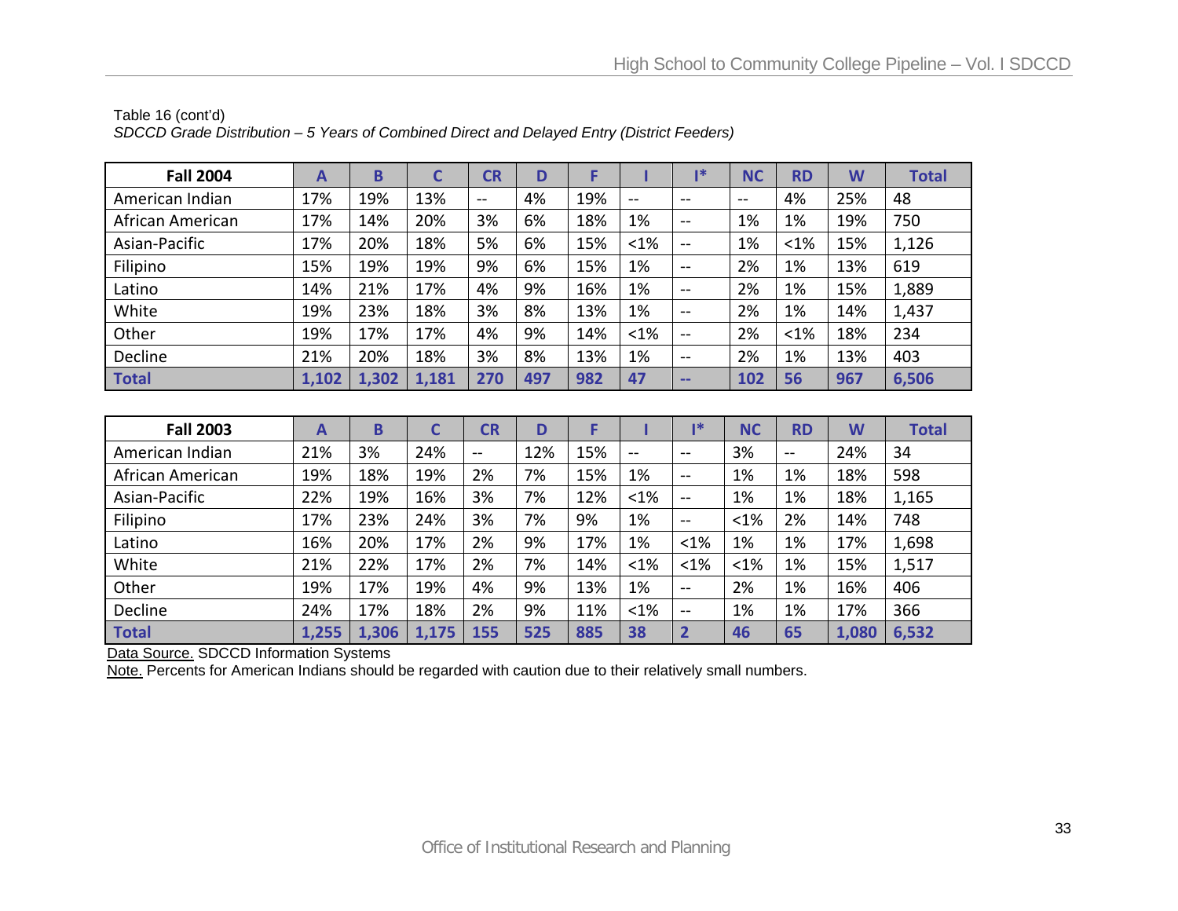Table 16 (cont'd)

*SDCCD Grade Distribution – 5 Years of Combined Direct and Delayed Entry (District Feeders)*

| Fall 2004 | A | B | C | CR | D | F | I | I* | NC | RD | W | Total |
|---|---|---|---|---|---|---|---|---|---|---|---|---|
| American Indian | 17% | 19% | 13% | -- | 4% | 19% | -- | -- | -- | 4% | 25% | 48 |
| African American | 17% | 14% | 20% | 3% | 6% | 18% | 1% | -- | 1% | 1% | 19% | 750 |
| Asian-Pacific | 17% | 20% | 18% | 5% | 6% | 15% | <1% | -- | 1% | <1% | 15% | 1,126 |
| Filipino | 15% | 19% | 19% | 9% | 6% | 15% | 1% | -- | 2% | 1% | 13% | 619 |
| Latino | 14% | 21% | 17% | 4% | 9% | 16% | 1% | -- | 2% | 1% | 15% | 1,889 |
| White | 19% | 23% | 18% | 3% | 8% | 13% | 1% | -- | 2% | 1% | 14% | 1,437 |
| Other | 19% | 17% | 17% | 4% | 9% | 14% | <1% | -- | 2% | <1% | 18% | 234 |
| Decline | 21% | 20% | 18% | 3% | 8% | 13% | 1% | -- | 2% | 1% | 13% | 403 |
| **Total** | **1,102** | **1,302** | **1,181** | **270** | **497** | **982** | **47** | **--** | **102** | **56** | **967** | **6,506** |

| Fall 2003 | A | B | C | CR | D | F | I | I* | NC | RD | W | Total |
|---|---|---|---|---|---|---|---|---|---|---|---|---|
| American Indian | 21% | 3% | 24% | -- | 12% | 15% | -- | -- | 3% | -- | 24% | 34 |
| African American | 19% | 18% | 19% | 2% | 7% | 15% | 1% | -- | 1% | 1% | 18% | 598 |
| Asian-Pacific | 22% | 19% | 16% | 3% | 7% | 12% | <1% | -- | 1% | 1% | 18% | 1,165 |
| Filipino | 17% | 23% | 24% | 3% | 7% | 9% | 1% | -- | <1% | 2% | 14% | 748 |
| Latino | 16% | 20% | 17% | 2% | 9% | 17% | 1% | <1% | 1% | 1% | 17% | 1,698 |
| White | 21% | 22% | 17% | 2% | 7% | 14% | <1% | <1% | <1% | 1% | 15% | 1,517 |
| Other | 19% | 17% | 19% | 4% | 9% | 13% | 1% | -- | 2% | 1% | 16% | 406 |
| Decline | 24% | 17% | 18% | 2% | 9% | 11% | <1% | -- | 1% | 1% | 17% | 366 |
| **Total** | **1,255** | **1,306** | **1,175** | **155** | **525** | **885** | **38** | **2** | **46** | **65** | **1,080** | **6,532** |

Data Source. SDCCD Information Systems

Note. Percents for American Indians should be regarded with caution due to their relatively small numbers.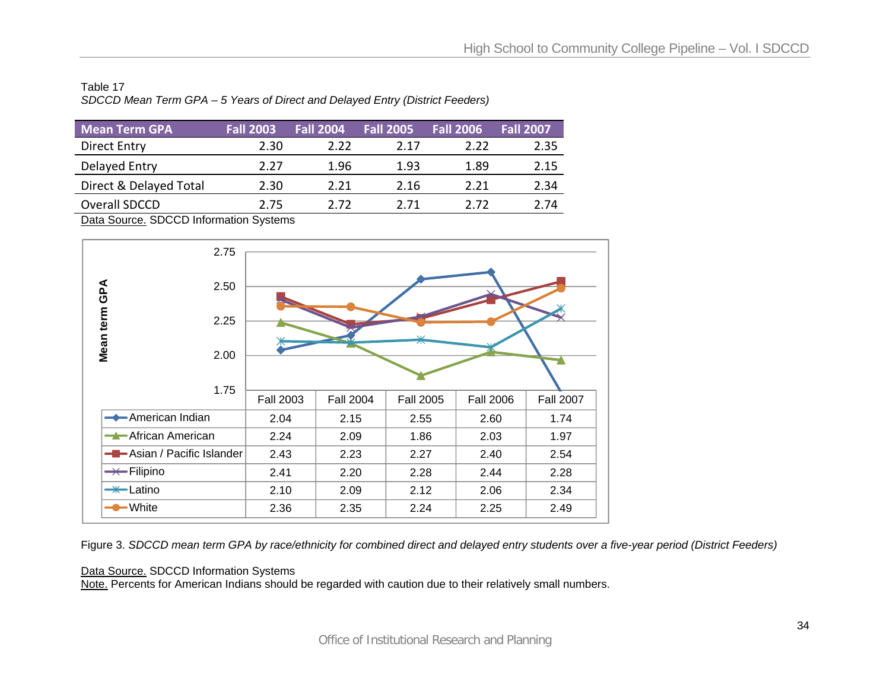Table 17

*SDCCD Mean Term GPA – 5 Years of Direct and Delayed Entry (District Feeders)*

| Mean Term GPA | Fall 2003 | Fall 2004 | Fall 2005 | Fall 2006 | Fall 2007 |
|---|---|---|---|---|---|
| Direct Entry | 2.30 | 2.22 | 2.17 | 2.22 | 2.35 |
| Delayed Entry | 2.27 | 1.96 | 1.93 | 1.89 | 2.15 |
| Direct & Delayed Total | 2.30 | 2.21 | 2.16 | 2.21 | 2.34 |
| Overall SDCCD | 2.75 | 2.72 | 2.71 | 2.72 | 2.74 |

Data Source. SDCCD Information Systems

| Mean term GPA | Fall 2003 | Fall 2004 | Fall 2005 | Fall 2006 | Fall 2007 |
|---|---|---|---|---|---|
| American Indian | 2.04 | 2.15 | 2.55 | 2.60 | 1.74 |
| African American | 2.24 | 2.09 | 1.86 | 2.03 | 1.97 |
| Asian / Pacific Islander | 2.43 | 2.23 | 2.27 | 2.40 | 2.54 |
| Filipino | 2.41 | 2.20 | 2.28 | 2.44 | 2.28 |
| Latino | 2.10 | 2.09 | 2.12 | 2.06 | 2.34 |
| White | 2.36 | 2.35 | 2.24 | 2.25 | 2.49 |

Figure 3. *SDCCD mean term GPA by race/ethnicity for combined direct and delayed entry students over a five-year period (District Feeders)*

Data Source. SDCCD Information Systems

Note. Percents for American Indians should be regarded with caution due to their relatively small numbers.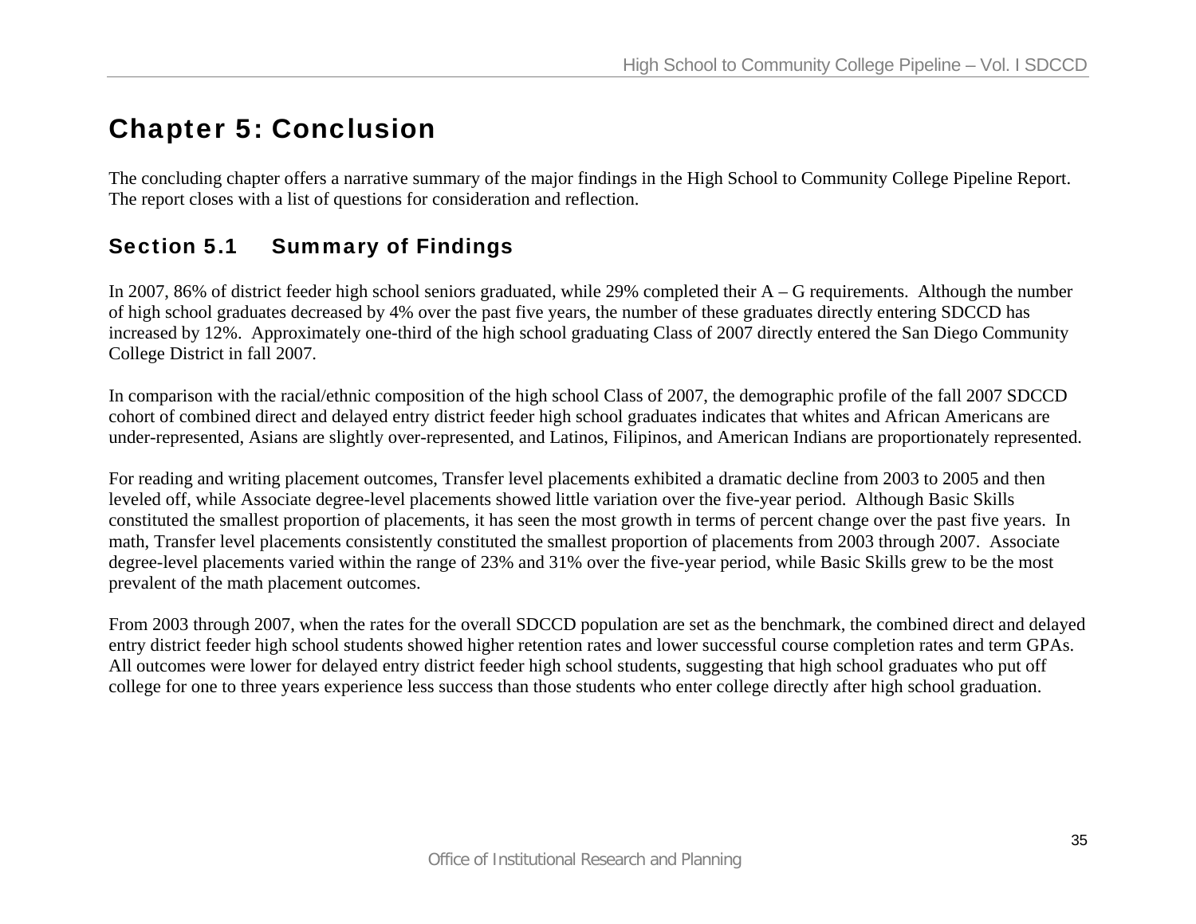# Chapter 5: Conclusion

The concluding chapter offers a narrative summary of the major findings in the High School to Community College Pipeline Report. The report closes with a list of questions for consideration and reflection.

## Section 5.1 Summary of Findings

In 2007, 86% of district feeder high school seniors graduated, while 29% completed their A – G requirements. Although the number of high school graduates decreased by 4% over the past five years, the number of these graduates directly entering SDCCD has increased by 12%. Approximately one-third of the high school graduating Class of 2007 directly entered the San Diego Community College District in fall 2007.

In comparison with the racial/ethnic composition of the high school Class of 2007, the demographic profile of the fall 2007 SDCCD cohort of combined direct and delayed entry district feeder high school graduates indicates that whites and African Americans are under-represented, Asians are slightly over-represented, and Latinos, Filipinos, and American Indians are proportionately represented.

For reading and writing placement outcomes, Transfer level placements exhibited a dramatic decline from 2003 to 2005 and then leveled off, while Associate degree-level placements showed little variation over the five-year period. Although Basic Skills constituted the smallest proportion of placements, it has seen the most growth in terms of percent change over the past five years. In math, Transfer level placements consistently constituted the smallest proportion of placements from 2003 through 2007. Associate degree-level placements varied within the range of 23% and 31% over the five-year period, while Basic Skills grew to be the most prevalent of the math placement outcomes.

From 2003 through 2007, when the rates for the overall SDCCD population are set as the benchmark, the combined direct and delayed entry district feeder high school students showed higher retention rates and lower successful course completion rates and term GPAs. All outcomes were lower for delayed entry district feeder high school students, suggesting that high school graduates who put off college for one to three years experience less success than those students who enter college directly after high school graduation.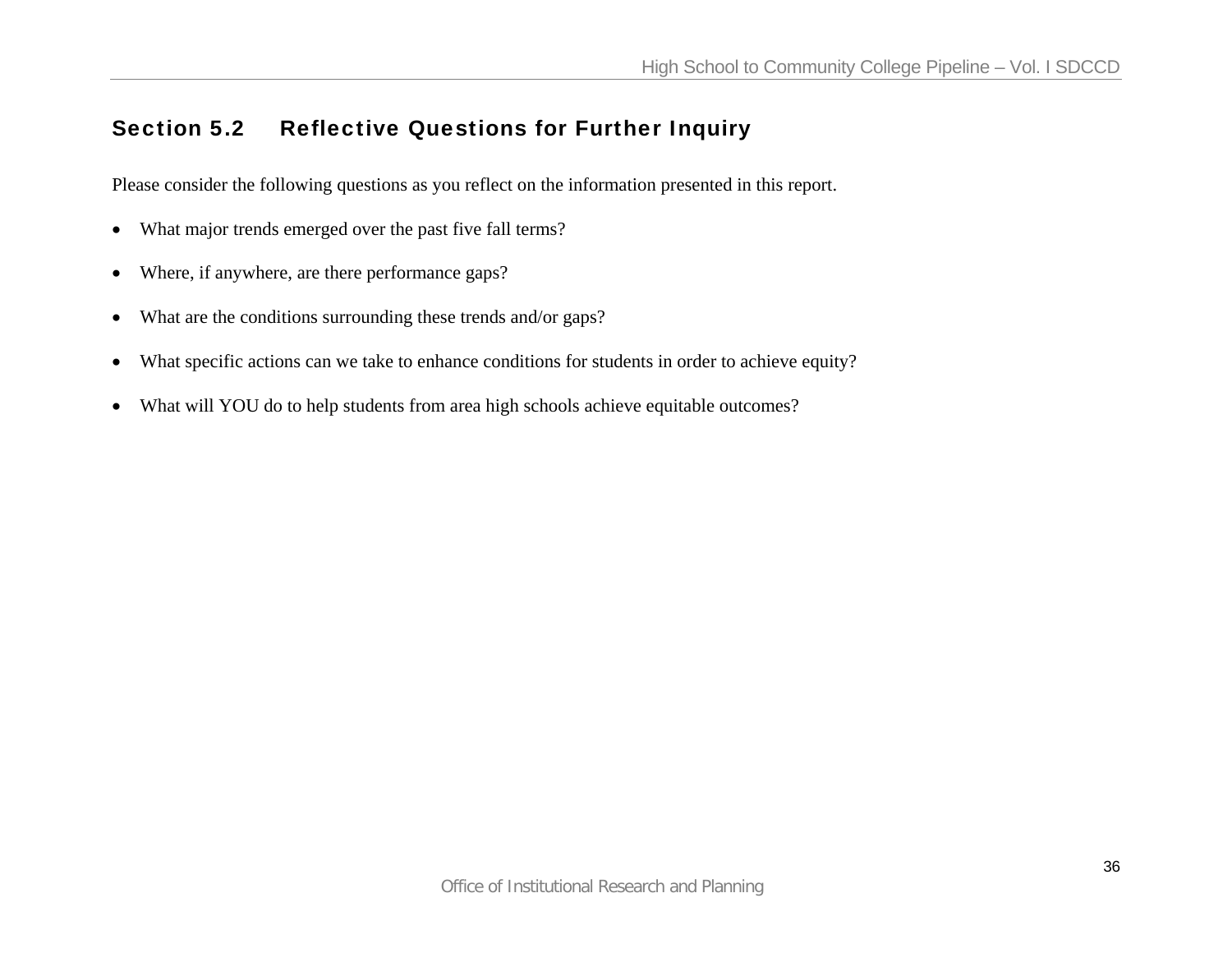## Section 5.2 Reflective Questions for Further Inquiry

Please consider the following questions as you reflect on the information presented in this report.

- What major trends emerged over the past five fall terms?
- Where, if anywhere, are there performance gaps?
- What are the conditions surrounding these trends and/or gaps?
- What specific actions can we take to enhance conditions for students in order to achieve equity?
- What will YOU do to help students from area high schools achieve equitable outcomes?